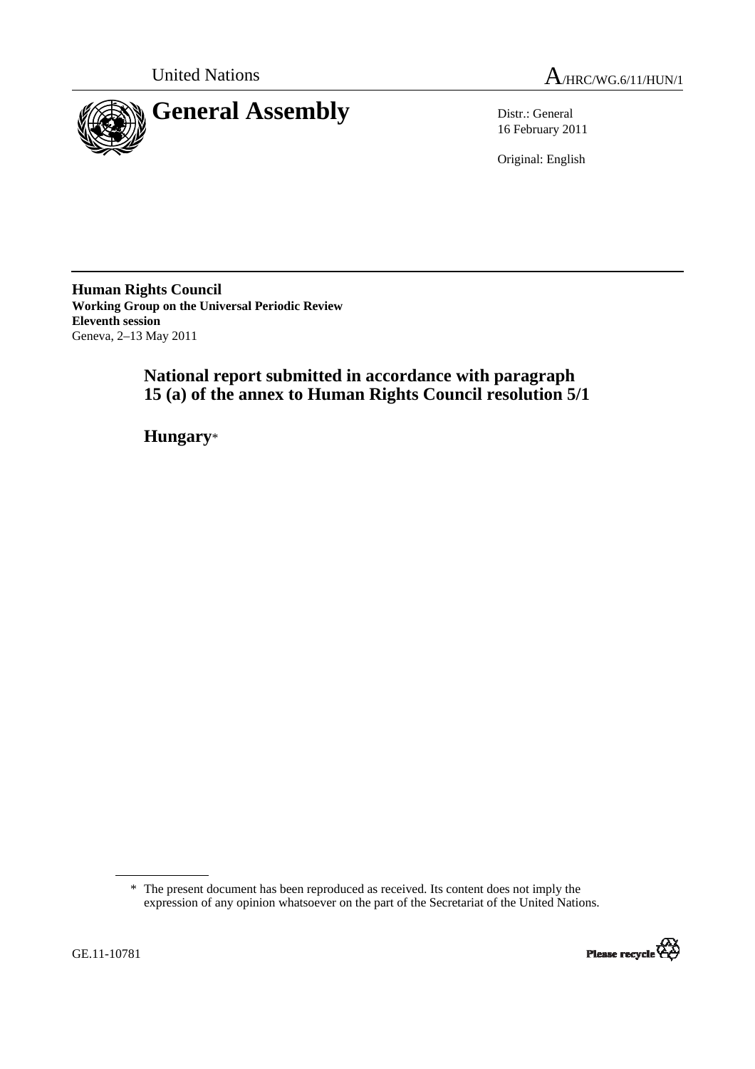United Nations

A/HRC/WG.6/11/HUN/1

# General Assembly

Distr.: General
16 February 2011

Original: English

**Human Rights Council**
**Working Group on the Universal Periodic Review**
**Eleventh session**
Geneva, 2–13 May 2011

## National report submitted in accordance with paragraph 15 (a) of the annex to Human Rights Council resolution 5/1

## Hungary*

---

\* The present document has been reproduced as received. Its content does not imply the expression of any opinion whatsoever on the part of the Secretariat of the United Nations.

GE.11-10781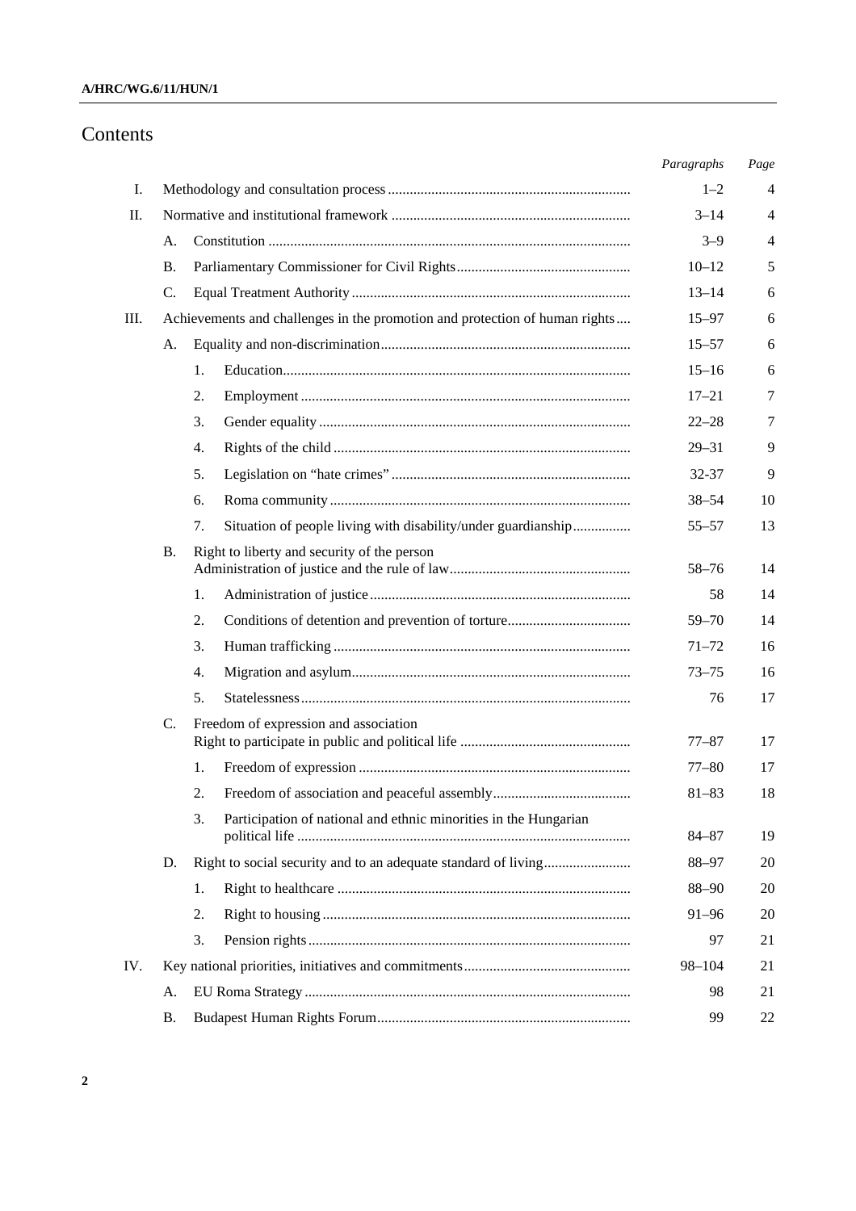# Contents

| | | | | Paragraphs | Page |
|---|---|---|---|---|---|
| I. | Methodology and consultation process | | | 1–2 | 4 |
| II. | Normative and institutional framework | | | 3–14 | 4 |
| | A. | Constitution | | 3–9 | 4 |
| | B. | Parliamentary Commissioner for Civil Rights | | 10–12 | 5 |
| | C. | Equal Treatment Authority | | 13–14 | 6 |
| III. | Achievements and challenges in the promotion and protection of human rights | | | 15–97 | 6 |
| | A. | Equality and non-discrimination | | 15–57 | 6 |
| | | 1. | Education | 15–16 | 6 |
| | | 2. | Employment | 17–21 | 7 |
| | | 3. | Gender equality | 22–28 | 7 |
| | | 4. | Rights of the child | 29–31 | 9 |
| | | 5. | Legislation on "hate crimes" | 32-37 | 9 |
| | | 6. | Roma community | 38–54 | 10 |
| | | 7. | Situation of people living with disability/under guardianship | 55–57 | 13 |
| | B. | Right to liberty and security of the person Administration of justice and the rule of law | | 58–76 | 14 |
| | | 1. | Administration of justice | 58 | 14 |
| | | 2. | Conditions of detention and prevention of torture | 59–70 | 14 |
| | | 3. | Human trafficking | 71–72 | 16 |
| | | 4. | Migration and asylum | 73–75 | 16 |
| | | 5. | Statelessness | 76 | 17 |
| | C. | Freedom of expression and association Right to participate in public and political life | | 77–87 | 17 |
| | | 1. | Freedom of expression | 77–80 | 17 |
| | | 2. | Freedom of association and peaceful assembly | 81–83 | 18 |
| | | 3. | Participation of national and ethnic minorities in the Hungarian political life | 84–87 | 19 |
| | D. | Right to social security and to an adequate standard of living | | 88–97 | 20 |
| | | 1. | Right to healthcare | 88–90 | 20 |
| | | 2. | Right to housing | 91–96 | 20 |
| | | 3. | Pension rights | 97 | 21 |
| IV. | Key national priorities, initiatives and commitments | | | 98–104 | 21 |
| | A. | EU Roma Strategy | | 98 | 21 |
| | B. | Budapest Human Rights Forum | | 99 | 22 |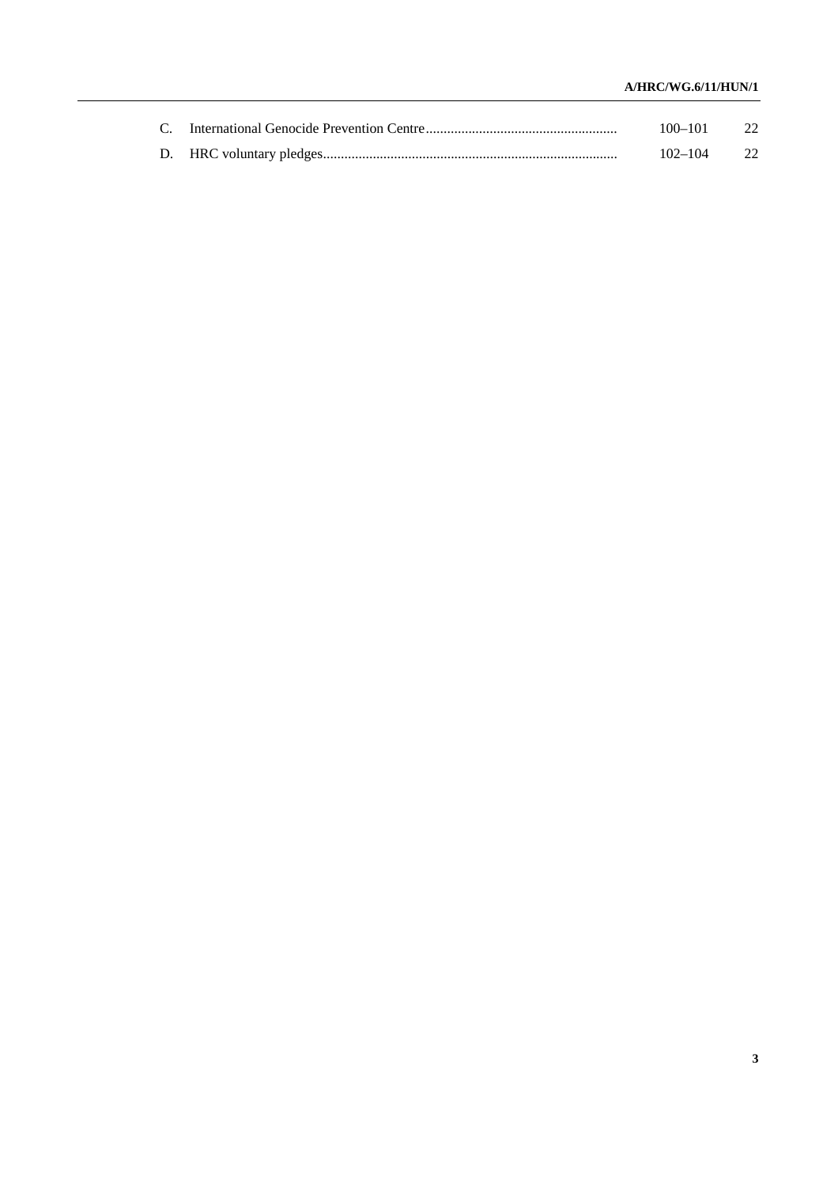| | | Paragraphs | Page |
|---|---|---|---|
| C. | International Genocide Prevention Centre | 100–101 | 22 |
| D. | HRC voluntary pledges | 102–104 | 22 |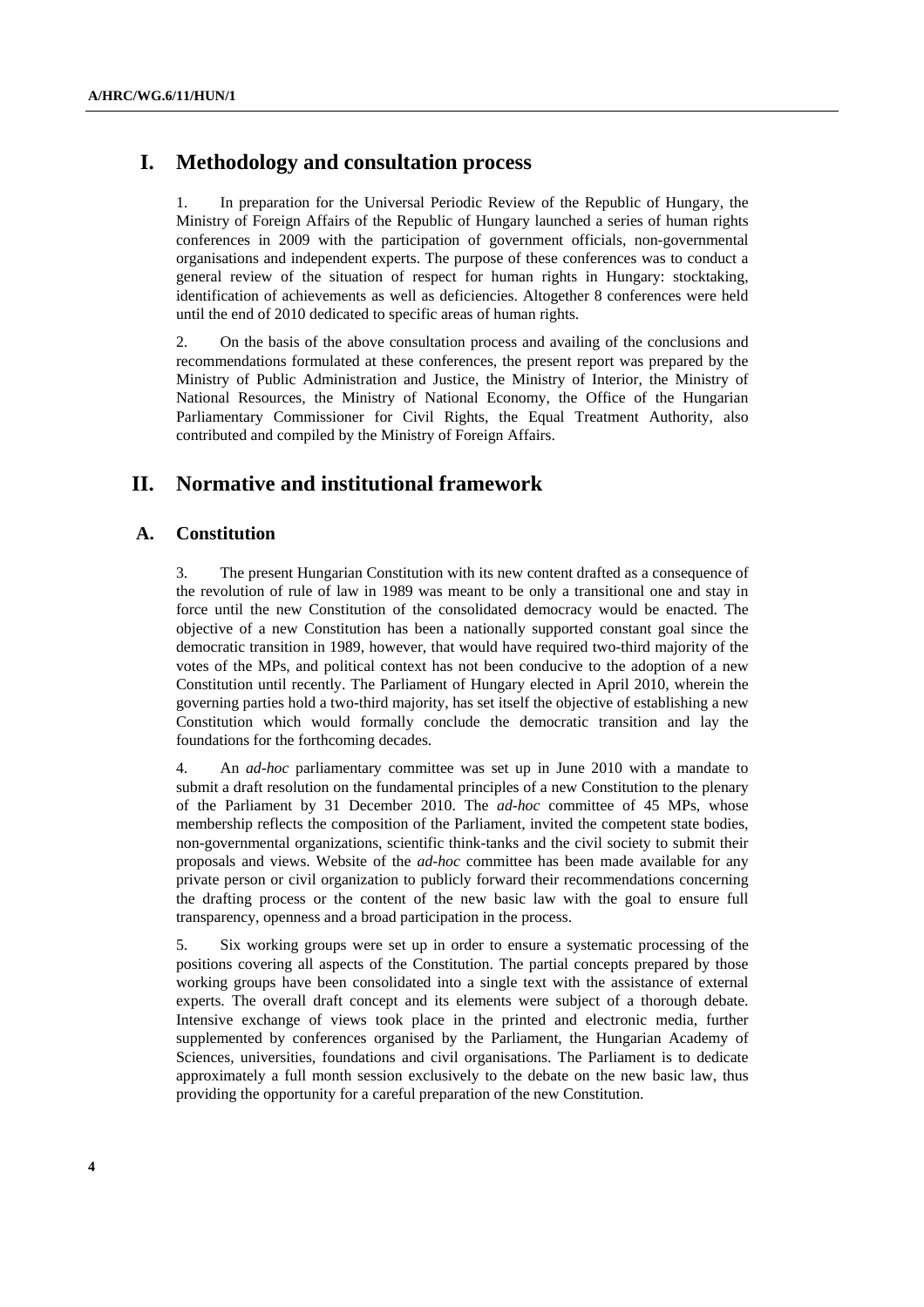# I. Methodology and consultation process

1. In preparation for the Universal Periodic Review of the Republic of Hungary, the Ministry of Foreign Affairs of the Republic of Hungary launched a series of human rights conferences in 2009 with the participation of government officials, non-governmental organisations and independent experts. The purpose of these conferences was to conduct a general review of the situation of respect for human rights in Hungary: stocktaking, identification of achievements as well as deficiencies. Altogether 8 conferences were held until the end of 2010 dedicated to specific areas of human rights.

2. On the basis of the above consultation process and availing of the conclusions and recommendations formulated at these conferences, the present report was prepared by the Ministry of Public Administration and Justice, the Ministry of Interior, the Ministry of National Resources, the Ministry of National Economy, the Office of the Hungarian Parliamentary Commissioner for Civil Rights, the Equal Treatment Authority, also contributed and compiled by the Ministry of Foreign Affairs.

# II. Normative and institutional framework

## A. Constitution

3. The present Hungarian Constitution with its new content drafted as a consequence of the revolution of rule of law in 1989 was meant to be only a transitional one and stay in force until the new Constitution of the consolidated democracy would be enacted. The objective of a new Constitution has been a nationally supported constant goal since the democratic transition in 1989, however, that would have required two-third majority of the votes of the MPs, and political context has not been conducive to the adoption of a new Constitution until recently. The Parliament of Hungary elected in April 2010, wherein the governing parties hold a two-third majority, has set itself the objective of establishing a new Constitution which would formally conclude the democratic transition and lay the foundations for the forthcoming decades.

4. An *ad-hoc* parliamentary committee was set up in June 2010 with a mandate to submit a draft resolution on the fundamental principles of a new Constitution to the plenary of the Parliament by 31 December 2010. The *ad-hoc* committee of 45 MPs, whose membership reflects the composition of the Parliament, invited the competent state bodies, non-governmental organizations, scientific think-tanks and the civil society to submit their proposals and views. Website of the *ad-hoc* committee has been made available for any private person or civil organization to publicly forward their recommendations concerning the drafting process or the content of the new basic law with the goal to ensure full transparency, openness and a broad participation in the process.

5. Six working groups were set up in order to ensure a systematic processing of the positions covering all aspects of the Constitution. The partial concepts prepared by those working groups have been consolidated into a single text with the assistance of external experts. The overall draft concept and its elements were subject of a thorough debate. Intensive exchange of views took place in the printed and electronic media, further supplemented by conferences organised by the Parliament, the Hungarian Academy of Sciences, universities, foundations and civil organisations. The Parliament is to dedicate approximately a full month session exclusively to the debate on the new basic law, thus providing the opportunity for a careful preparation of the new Constitution.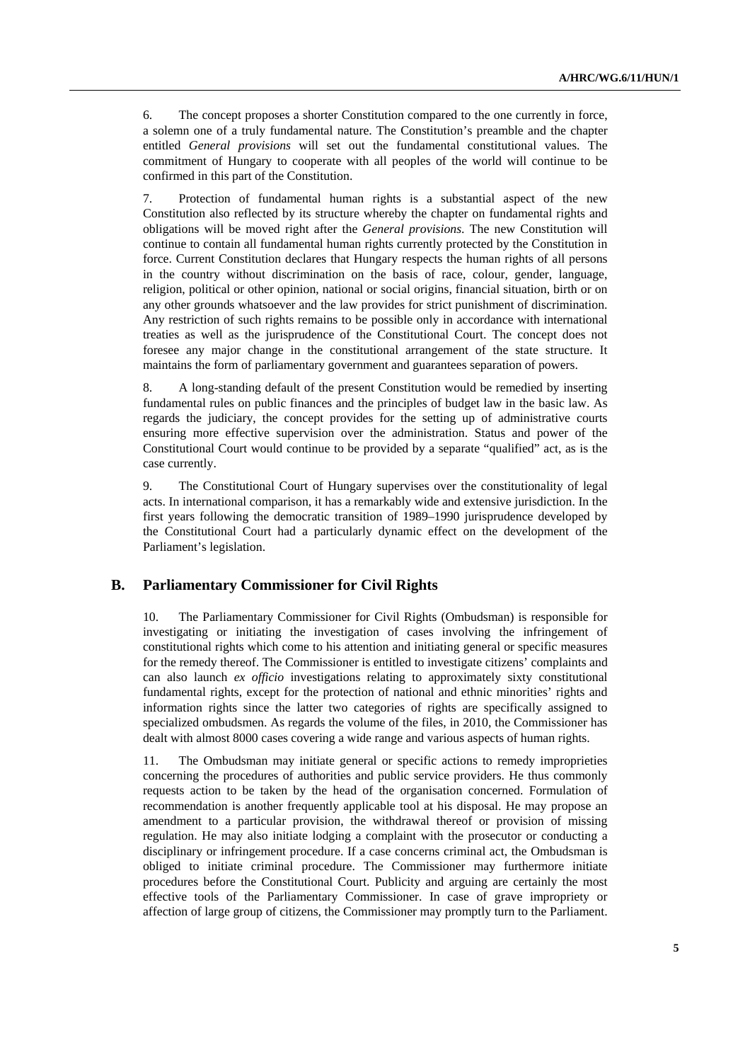6. The concept proposes a shorter Constitution compared to the one currently in force, a solemn one of a truly fundamental nature. The Constitution's preamble and the chapter entitled *General provisions* will set out the fundamental constitutional values. The commitment of Hungary to cooperate with all peoples of the world will continue to be confirmed in this part of the Constitution.

7. Protection of fundamental human rights is a substantial aspect of the new Constitution also reflected by its structure whereby the chapter on fundamental rights and obligations will be moved right after the *General provisions*. The new Constitution will continue to contain all fundamental human rights currently protected by the Constitution in force. Current Constitution declares that Hungary respects the human rights of all persons in the country without discrimination on the basis of race, colour, gender, language, religion, political or other opinion, national or social origins, financial situation, birth or on any other grounds whatsoever and the law provides for strict punishment of discrimination. Any restriction of such rights remains to be possible only in accordance with international treaties as well as the jurisprudence of the Constitutional Court. The concept does not foresee any major change in the constitutional arrangement of the state structure. It maintains the form of parliamentary government and guarantees separation of powers.

8. A long-standing default of the present Constitution would be remedied by inserting fundamental rules on public finances and the principles of budget law in the basic law. As regards the judiciary, the concept provides for the setting up of administrative courts ensuring more effective supervision over the administration. Status and power of the Constitutional Court would continue to be provided by a separate "qualified" act, as is the case currently.

9. The Constitutional Court of Hungary supervises over the constitutionality of legal acts. In international comparison, it has a remarkably wide and extensive jurisdiction. In the first years following the democratic transition of 1989–1990 jurisprudence developed by the Constitutional Court had a particularly dynamic effect on the development of the Parliament's legislation.

## B. Parliamentary Commissioner for Civil Rights

10. The Parliamentary Commissioner for Civil Rights (Ombudsman) is responsible for investigating or initiating the investigation of cases involving the infringement of constitutional rights which come to his attention and initiating general or specific measures for the remedy thereof. The Commissioner is entitled to investigate citizens' complaints and can also launch *ex officio* investigations relating to approximately sixty constitutional fundamental rights, except for the protection of national and ethnic minorities' rights and information rights since the latter two categories of rights are specifically assigned to specialized ombudsmen. As regards the volume of the files, in 2010, the Commissioner has dealt with almost 8000 cases covering a wide range and various aspects of human rights.

11. The Ombudsman may initiate general or specific actions to remedy improprieties concerning the procedures of authorities and public service providers. He thus commonly requests action to be taken by the head of the organisation concerned. Formulation of recommendation is another frequently applicable tool at his disposal. He may propose an amendment to a particular provision, the withdrawal thereof or provision of missing regulation. He may also initiate lodging a complaint with the prosecutor or conducting a disciplinary or infringement procedure. If a case concerns criminal act, the Ombudsman is obliged to initiate criminal procedure. The Commissioner may furthermore initiate procedures before the Constitutional Court. Publicity and arguing are certainly the most effective tools of the Parliamentary Commissioner. In case of grave impropriety or affection of large group of citizens, the Commissioner may promptly turn to the Parliament.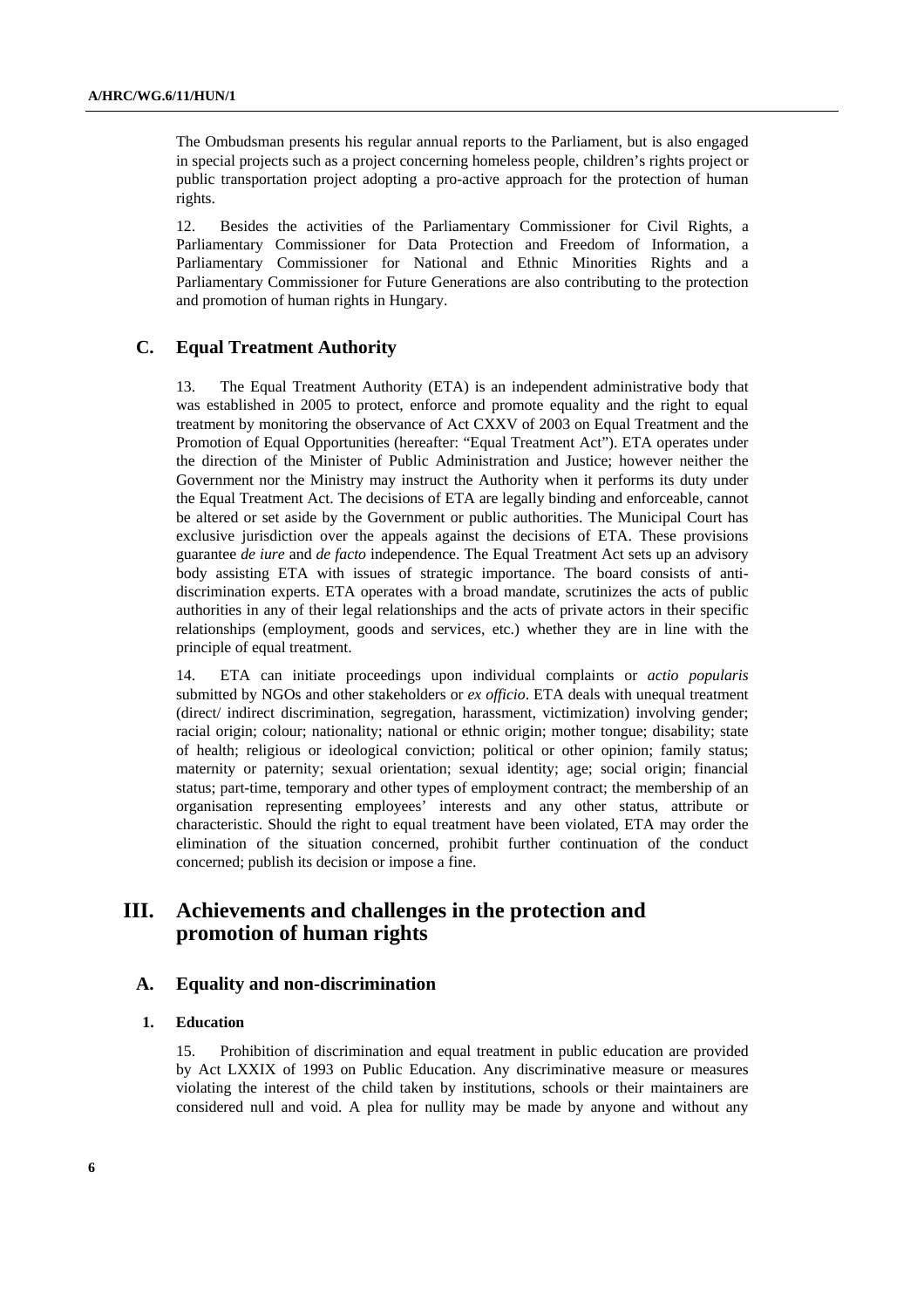The Ombudsman presents his regular annual reports to the Parliament, but is also engaged in special projects such as a project concerning homeless people, children's rights project or public transportation project adopting a pro-active approach for the protection of human rights.

12. Besides the activities of the Parliamentary Commissioner for Civil Rights, a Parliamentary Commissioner for Data Protection and Freedom of Information, a Parliamentary Commissioner for National and Ethnic Minorities Rights and a Parliamentary Commissioner for Future Generations are also contributing to the protection and promotion of human rights in Hungary.

### C. Equal Treatment Authority

13. The Equal Treatment Authority (ETA) is an independent administrative body that was established in 2005 to protect, enforce and promote equality and the right to equal treatment by monitoring the observance of Act CXXV of 2003 on Equal Treatment and the Promotion of Equal Opportunities (hereafter: "Equal Treatment Act"). ETA operates under the direction of the Minister of Public Administration and Justice; however neither the Government nor the Ministry may instruct the Authority when it performs its duty under the Equal Treatment Act. The decisions of ETA are legally binding and enforceable, cannot be altered or set aside by the Government or public authorities. The Municipal Court has exclusive jurisdiction over the appeals against the decisions of ETA. These provisions guarantee *de iure* and *de facto* independence. The Equal Treatment Act sets up an advisory body assisting ETA with issues of strategic importance. The board consists of anti-discrimination experts. ETA operates with a broad mandate, scrutinizes the acts of public authorities in any of their legal relationships and the acts of private actors in their specific relationships (employment, goods and services, etc.) whether they are in line with the principle of equal treatment.

14. ETA can initiate proceedings upon individual complaints or *actio popularis* submitted by NGOs and other stakeholders or *ex officio*. ETA deals with unequal treatment (direct/ indirect discrimination, segregation, harassment, victimization) involving gender; racial origin; colour; nationality; national or ethnic origin; mother tongue; disability; state of health; religious or ideological conviction; political or other opinion; family status; maternity or paternity; sexual orientation; sexual identity; age; social origin; financial status; part-time, temporary and other types of employment contract; the membership of an organisation representing employees' interests and any other status, attribute or characteristic. Should the right to equal treatment have been violated, ETA may order the elimination of the situation concerned, prohibit further continuation of the conduct concerned; publish its decision or impose a fine.

## III. Achievements and challenges in the protection and promotion of human rights

### A. Equality and non-discrimination

#### 1. Education

15. Prohibition of discrimination and equal treatment in public education are provided by Act LXXIX of 1993 on Public Education. Any discriminative measure or measures violating the interest of the child taken by institutions, schools or their maintainers are considered null and void. A plea for nullity may be made by anyone and without any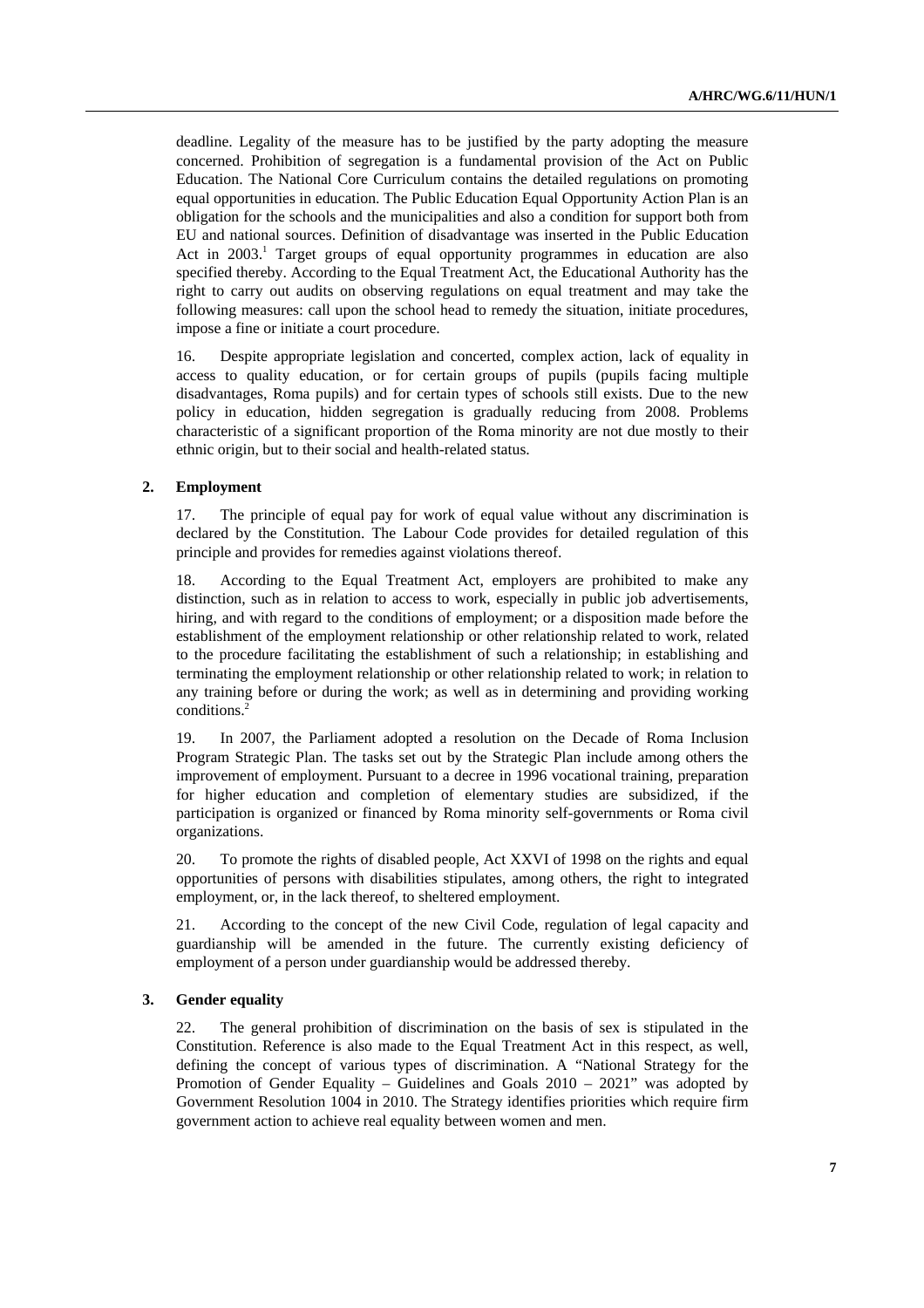deadline. Legality of the measure has to be justified by the party adopting the measure concerned. Prohibition of segregation is a fundamental provision of the Act on Public Education. The National Core Curriculum contains the detailed regulations on promoting equal opportunities in education. The Public Education Equal Opportunity Action Plan is an obligation for the schools and the municipalities and also a condition for support both from EU and national sources. Definition of disadvantage was inserted in the Public Education Act in 2003.[1] Target groups of equal opportunity programmes in education are also specified thereby. According to the Equal Treatment Act, the Educational Authority has the right to carry out audits on observing regulations on equal treatment and may take the following measures: call upon the school head to remedy the situation, initiate procedures, impose a fine or initiate a court procedure.

16. Despite appropriate legislation and concerted, complex action, lack of equality in access to quality education, or for certain groups of pupils (pupils facing multiple disadvantages, Roma pupils) and for certain types of schools still exists. Due to the new policy in education, hidden segregation is gradually reducing from 2008. Problems characteristic of a significant proportion of the Roma minority are not due mostly to their ethnic origin, but to their social and health-related status.

### 2. Employment

17. The principle of equal pay for work of equal value without any discrimination is declared by the Constitution. The Labour Code provides for detailed regulation of this principle and provides for remedies against violations thereof.

18. According to the Equal Treatment Act, employers are prohibited to make any distinction, such as in relation to access to work, especially in public job advertisements, hiring, and with regard to the conditions of employment; or a disposition made before the establishment of the employment relationship or other relationship related to work, related to the procedure facilitating the establishment of such a relationship; in establishing and terminating the employment relationship or other relationship related to work; in relation to any training before or during the work; as well as in determining and providing working conditions.[2]

19. In 2007, the Parliament adopted a resolution on the Decade of Roma Inclusion Program Strategic Plan. The tasks set out by the Strategic Plan include among others the improvement of employment. Pursuant to a decree in 1996 vocational training, preparation for higher education and completion of elementary studies are subsidized, if the participation is organized or financed by Roma minority self-governments or Roma civil organizations.

20. To promote the rights of disabled people, Act XXVI of 1998 on the rights and equal opportunities of persons with disabilities stipulates, among others, the right to integrated employment, or, in the lack thereof, to sheltered employment.

21. According to the concept of the new Civil Code, regulation of legal capacity and guardianship will be amended in the future. The currently existing deficiency of employment of a person under guardianship would be addressed thereby.

### 3. Gender equality

22. The general prohibition of discrimination on the basis of sex is stipulated in the Constitution. Reference is also made to the Equal Treatment Act in this respect, as well, defining the concept of various types of discrimination. A "National Strategy for the Promotion of Gender Equality – Guidelines and Goals 2010 – 2021" was adopted by Government Resolution 1004 in 2010. The Strategy identifies priorities which require firm government action to achieve real equality between women and men.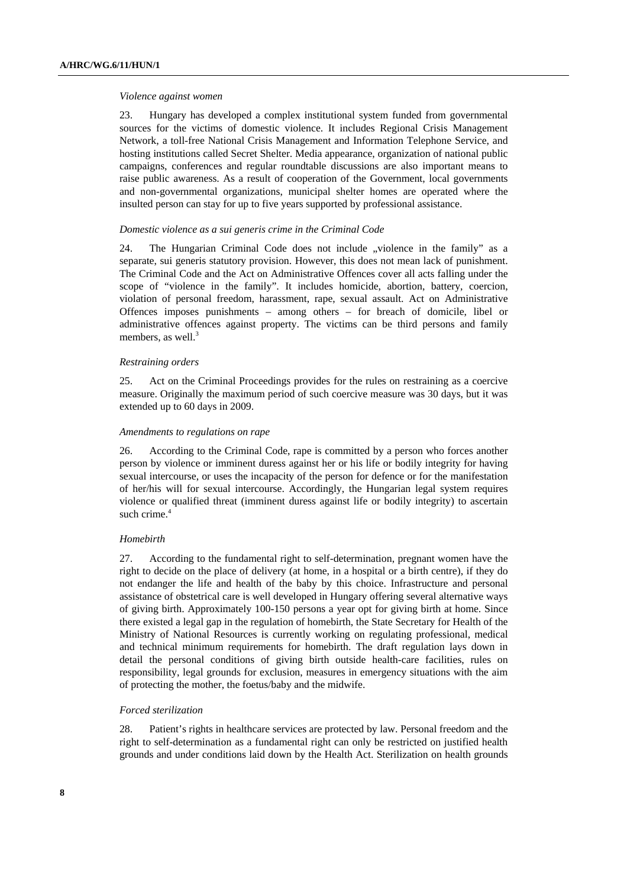*Violence against women*

23. Hungary has developed a complex institutional system funded from governmental sources for the victims of domestic violence. It includes Regional Crisis Management Network, a toll-free National Crisis Management and Information Telephone Service, and hosting institutions called Secret Shelter. Media appearance, organization of national public campaigns, conferences and regular roundtable discussions are also important means to raise public awareness. As a result of cooperation of the Government, local governments and non-governmental organizations, municipal shelter homes are operated where the insulted person can stay for up to five years supported by professional assistance.

*Domestic violence as a sui generis crime in the Criminal Code*

24. The Hungarian Criminal Code does not include „violence in the family" as a separate, sui generis statutory provision. However, this does not mean lack of punishment. The Criminal Code and the Act on Administrative Offences cover all acts falling under the scope of "violence in the family". It includes homicide, abortion, battery, coercion, violation of personal freedom, harassment, rape, sexual assault. Act on Administrative Offences imposes punishments – among others – for breach of domicile, libel or administrative offences against property. The victims can be third persons and family members, as well.[3]

*Restraining orders*

25. Act on the Criminal Proceedings provides for the rules on restraining as a coercive measure. Originally the maximum period of such coercive measure was 30 days, but it was extended up to 60 days in 2009.

*Amendments to regulations on rape*

26. According to the Criminal Code, rape is committed by a person who forces another person by violence or imminent duress against her or his life or bodily integrity for having sexual intercourse, or uses the incapacity of the person for defence or for the manifestation of her/his will for sexual intercourse. Accordingly, the Hungarian legal system requires violence or qualified threat (imminent duress against life or bodily integrity) to ascertain such crime.[4]

*Homebirth*

27. According to the fundamental right to self-determination, pregnant women have the right to decide on the place of delivery (at home, in a hospital or a birth centre), if they do not endanger the life and health of the baby by this choice. Infrastructure and personal assistance of obstetrical care is well developed in Hungary offering several alternative ways of giving birth. Approximately 100-150 persons a year opt for giving birth at home. Since there existed a legal gap in the regulation of homebirth, the State Secretary for Health of the Ministry of National Resources is currently working on regulating professional, medical and technical minimum requirements for homebirth. The draft regulation lays down in detail the personal conditions of giving birth outside health-care facilities, rules on responsibility, legal grounds for exclusion, measures in emergency situations with the aim of protecting the mother, the foetus/baby and the midwife.

*Forced sterilization*

28. Patient's rights in healthcare services are protected by law. Personal freedom and the right to self-determination as a fundamental right can only be restricted on justified health grounds and under conditions laid down by the Health Act. Sterilization on health grounds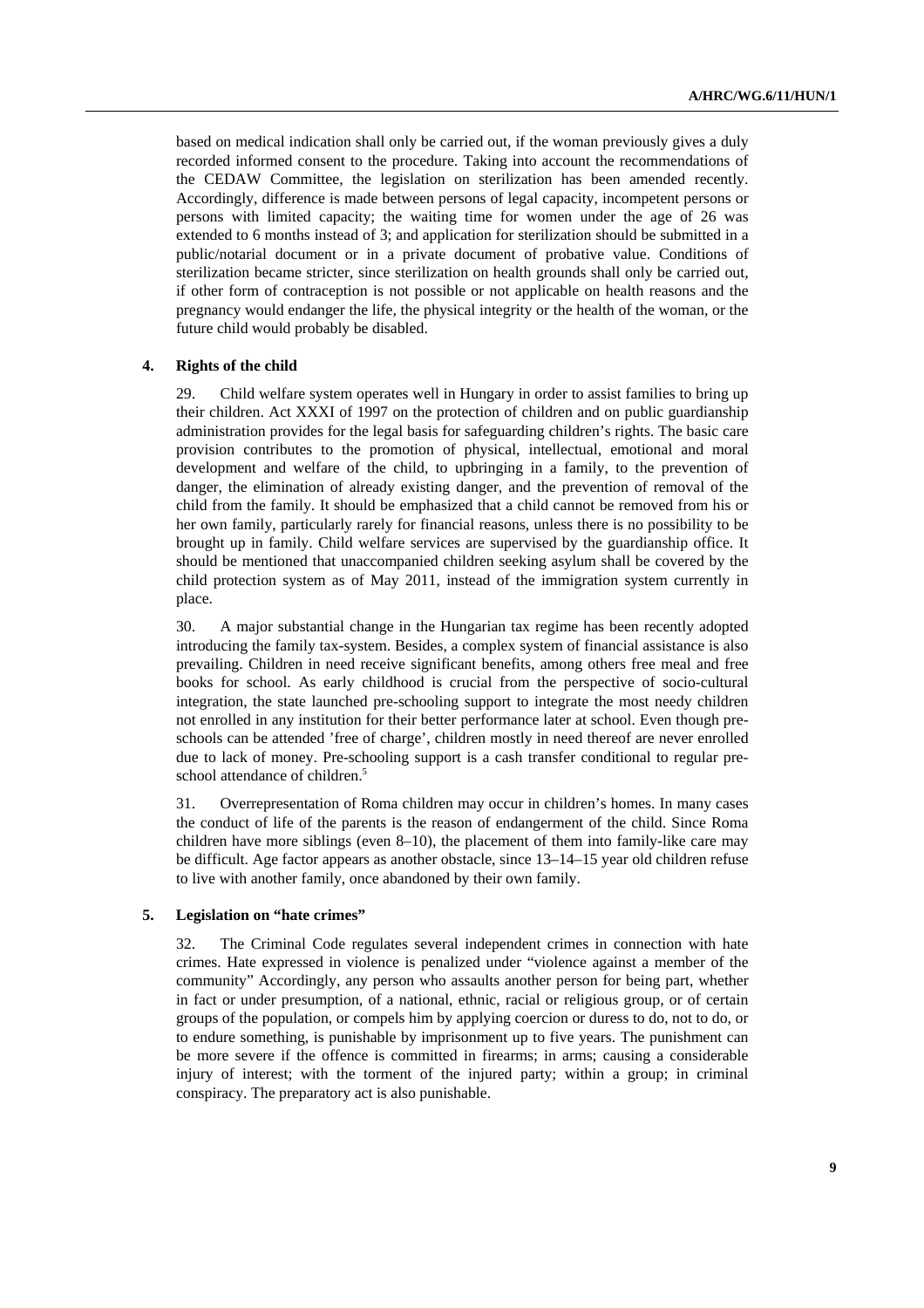based on medical indication shall only be carried out, if the woman previously gives a duly recorded informed consent to the procedure. Taking into account the recommendations of the CEDAW Committee, the legislation on sterilization has been amended recently. Accordingly, difference is made between persons of legal capacity, incompetent persons or persons with limited capacity; the waiting time for women under the age of 26 was extended to 6 months instead of 3; and application for sterilization should be submitted in a public/notarial document or in a private document of probative value. Conditions of sterilization became stricter, since sterilization on health grounds shall only be carried out, if other form of contraception is not possible or not applicable on health reasons and the pregnancy would endanger the life, the physical integrity or the health of the woman, or the future child would probably be disabled.

### 4. Rights of the child

29. Child welfare system operates well in Hungary in order to assist families to bring up their children. Act XXXI of 1997 on the protection of children and on public guardianship administration provides for the legal basis for safeguarding children's rights. The basic care provision contributes to the promotion of physical, intellectual, emotional and moral development and welfare of the child, to upbringing in a family, to the prevention of danger, the elimination of already existing danger, and the prevention of removal of the child from the family. It should be emphasized that a child cannot be removed from his or her own family, particularly rarely for financial reasons, unless there is no possibility to be brought up in family. Child welfare services are supervised by the guardianship office. It should be mentioned that unaccompanied children seeking asylum shall be covered by the child protection system as of May 2011, instead of the immigration system currently in place.

30. A major substantial change in the Hungarian tax regime has been recently adopted introducing the family tax-system. Besides, a complex system of financial assistance is also prevailing. Children in need receive significant benefits, among others free meal and free books for school. As early childhood is crucial from the perspective of socio-cultural integration, the state launched pre-schooling support to integrate the most needy children not enrolled in any institution for their better performance later at school. Even though pre-schools can be attended 'free of charge', children mostly in need thereof are never enrolled due to lack of money. Pre-schooling support is a cash transfer conditional to regular pre-school attendance of children.[5]

31. Overrepresentation of Roma children may occur in children's homes. In many cases the conduct of life of the parents is the reason of endangerment of the child. Since Roma children have more siblings (even 8–10), the placement of them into family-like care may be difficult. Age factor appears as another obstacle, since 13–14–15 year old children refuse to live with another family, once abandoned by their own family.

### 5. Legislation on "hate crimes"

32. The Criminal Code regulates several independent crimes in connection with hate crimes. Hate expressed in violence is penalized under "violence against a member of the community" Accordingly, any person who assaults another person for being part, whether in fact or under presumption, of a national, ethnic, racial or religious group, or of certain groups of the population, or compels him by applying coercion or duress to do, not to do, or to endure something, is punishable by imprisonment up to five years. The punishment can be more severe if the offence is committed in firearms; in arms; causing a considerable injury of interest; with the torment of the injured party; within a group; in criminal conspiracy. The preparatory act is also punishable.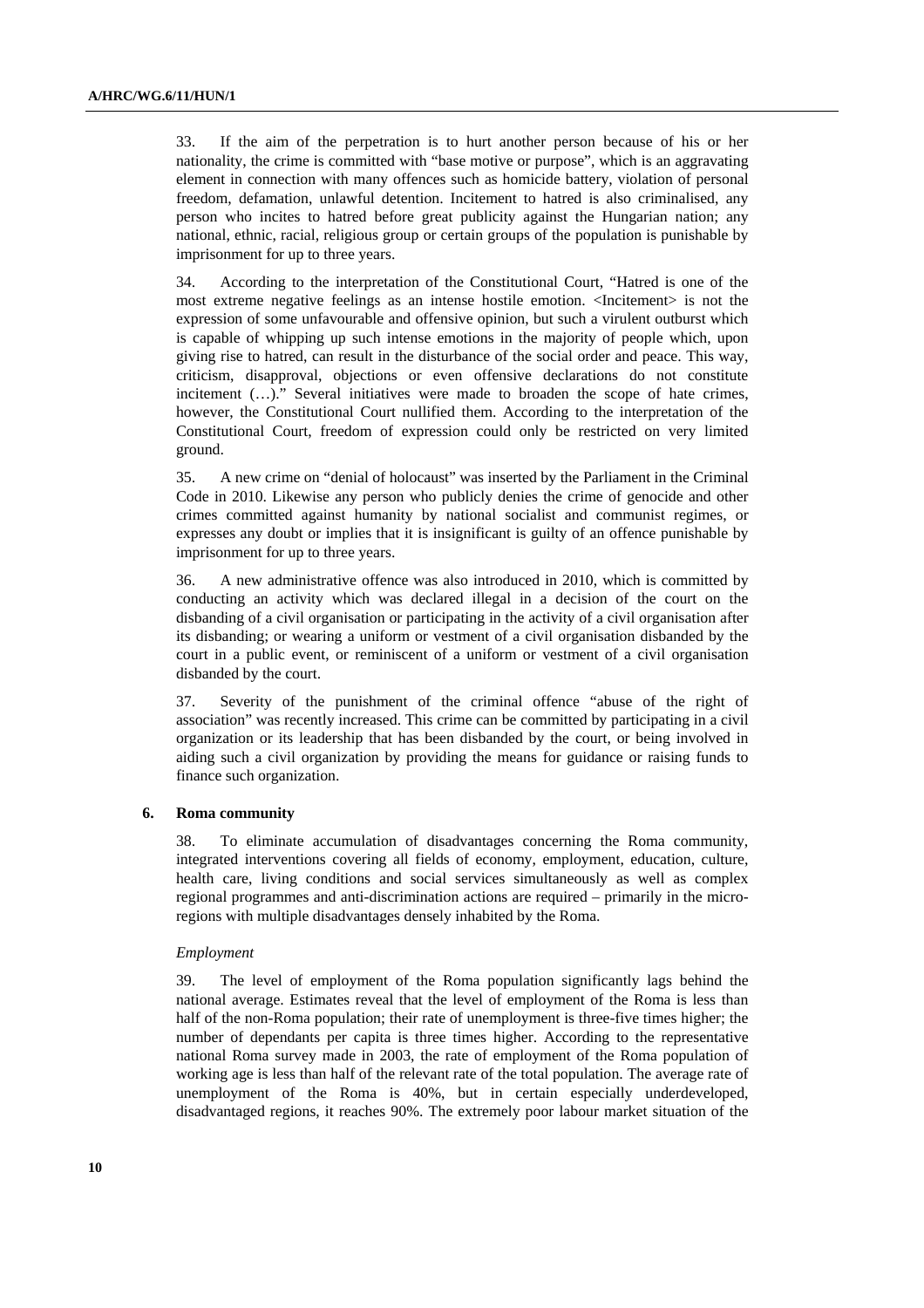33. If the aim of the perpetration is to hurt another person because of his or her nationality, the crime is committed with "base motive or purpose", which is an aggravating element in connection with many offences such as homicide battery, violation of personal freedom, defamation, unlawful detention. Incitement to hatred is also criminalised, any person who incites to hatred before great publicity against the Hungarian nation; any national, ethnic, racial, religious group or certain groups of the population is punishable by imprisonment for up to three years.

34. According to the interpretation of the Constitutional Court, "Hatred is one of the most extreme negative feelings as an intense hostile emotion. <Incitement> is not the expression of some unfavourable and offensive opinion, but such a virulent outburst which is capable of whipping up such intense emotions in the majority of people which, upon giving rise to hatred, can result in the disturbance of the social order and peace. This way, criticism, disapproval, objections or even offensive declarations do not constitute incitement (…)." Several initiatives were made to broaden the scope of hate crimes, however, the Constitutional Court nullified them. According to the interpretation of the Constitutional Court, freedom of expression could only be restricted on very limited ground.

35. A new crime on "denial of holocaust" was inserted by the Parliament in the Criminal Code in 2010. Likewise any person who publicly denies the crime of genocide and other crimes committed against humanity by national socialist and communist regimes, or expresses any doubt or implies that it is insignificant is guilty of an offence punishable by imprisonment for up to three years.

36. A new administrative offence was also introduced in 2010, which is committed by conducting an activity which was declared illegal in a decision of the court on the disbanding of a civil organisation or participating in the activity of a civil organisation after its disbanding; or wearing a uniform or vestment of a civil organisation disbanded by the court in a public event, or reminiscent of a uniform or vestment of a civil organisation disbanded by the court.

37. Severity of the punishment of the criminal offence "abuse of the right of association" was recently increased. This crime can be committed by participating in a civil organization or its leadership that has been disbanded by the court, or being involved in aiding such a civil organization by providing the means for guidance or raising funds to finance such organization.

### 6. Roma community

38. To eliminate accumulation of disadvantages concerning the Roma community, integrated interventions covering all fields of economy, employment, education, culture, health care, living conditions and social services simultaneously as well as complex regional programmes and anti-discrimination actions are required – primarily in the micro-regions with multiple disadvantages densely inhabited by the Roma.

*Employment*

39. The level of employment of the Roma population significantly lags behind the national average. Estimates reveal that the level of employment of the Roma is less than half of the non-Roma population; their rate of unemployment is three-five times higher; the number of dependants per capita is three times higher. According to the representative national Roma survey made in 2003, the rate of employment of the Roma population of working age is less than half of the relevant rate of the total population. The average rate of unemployment of the Roma is 40%, but in certain especially underdeveloped, disadvantaged regions, it reaches 90%. The extremely poor labour market situation of the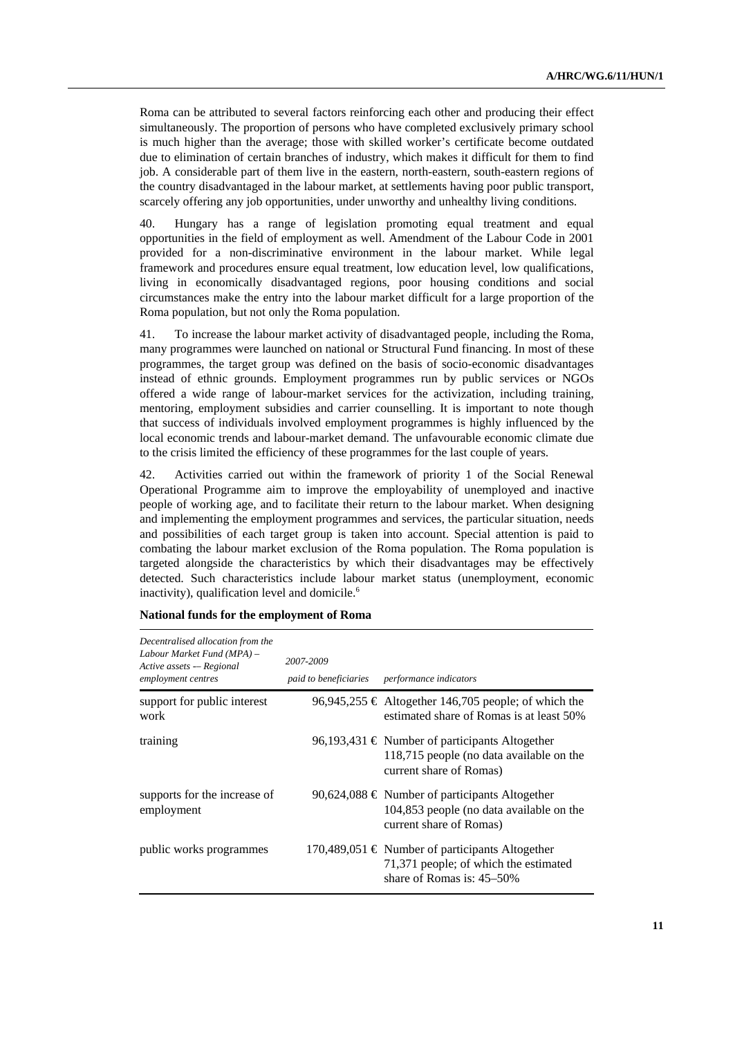Roma can be attributed to several factors reinforcing each other and producing their effect simultaneously. The proportion of persons who have completed exclusively primary school is much higher than the average; those with skilled worker's certificate become outdated due to elimination of certain branches of industry, which makes it difficult for them to find job. A considerable part of them live in the eastern, north-eastern, south-eastern regions of the country disadvantaged in the labour market, at settlements having poor public transport, scarcely offering any job opportunities, under unworthy and unhealthy living conditions.

40. Hungary has a range of legislation promoting equal treatment and equal opportunities in the field of employment as well. Amendment of the Labour Code in 2001 provided for a non-discriminative environment in the labour market. While legal framework and procedures ensure equal treatment, low education level, low qualifications, living in economically disadvantaged regions, poor housing conditions and social circumstances make the entry into the labour market difficult for a large proportion of the Roma population, but not only the Roma population.

41. To increase the labour market activity of disadvantaged people, including the Roma, many programmes were launched on national or Structural Fund financing. In most of these programmes, the target group was defined on the basis of socio-economic disadvantages instead of ethnic grounds. Employment programmes run by public services or NGOs offered a wide range of labour-market services for the activization, including training, mentoring, employment subsidies and carrier counselling. It is important to note though that success of individuals involved employment programmes is highly influenced by the local economic trends and labour-market demand. The unfavourable economic climate due to the crisis limited the efficiency of these programmes for the last couple of years.

42. Activities carried out within the framework of priority 1 of the Social Renewal Operational Programme aim to improve the employability of unemployed and inactive people of working age, and to facilitate their return to the labour market. When designing and implementing the employment programmes and services, the particular situation, needs and possibilities of each target group is taken into account. Special attention is paid to combating the labour market exclusion of the Roma population. The Roma population is targeted alongside the characteristics by which their disadvantages may be effectively detected. Such characteristics include labour market status (unemployment, economic inactivity), qualification level and domicile.[6]

**National funds for the employment of Roma**

| *Decentralised allocation from the Labour Market Fund (MPA) – Active assets -– Regional employment centres* | *2007-2009 paid to beneficiaries* | *performance indicators* |
|---|---|---|
| support for public interest work | 96,945,255 € | Altogether 146,705 people; of which the estimated share of Romas is at least 50% |
| training | 96,193,431 € | Number of participants Altogether 118,715 people (no data available on the current share of Romas) |
| supports for the increase of employment | 90,624,088 € | Number of participants Altogether 104,853 people (no data available on the current share of Romas) |
| public works programmes | 170,489,051 € | Number of participants Altogether 71,371 people; of which the estimated share of Romas is: 45–50% |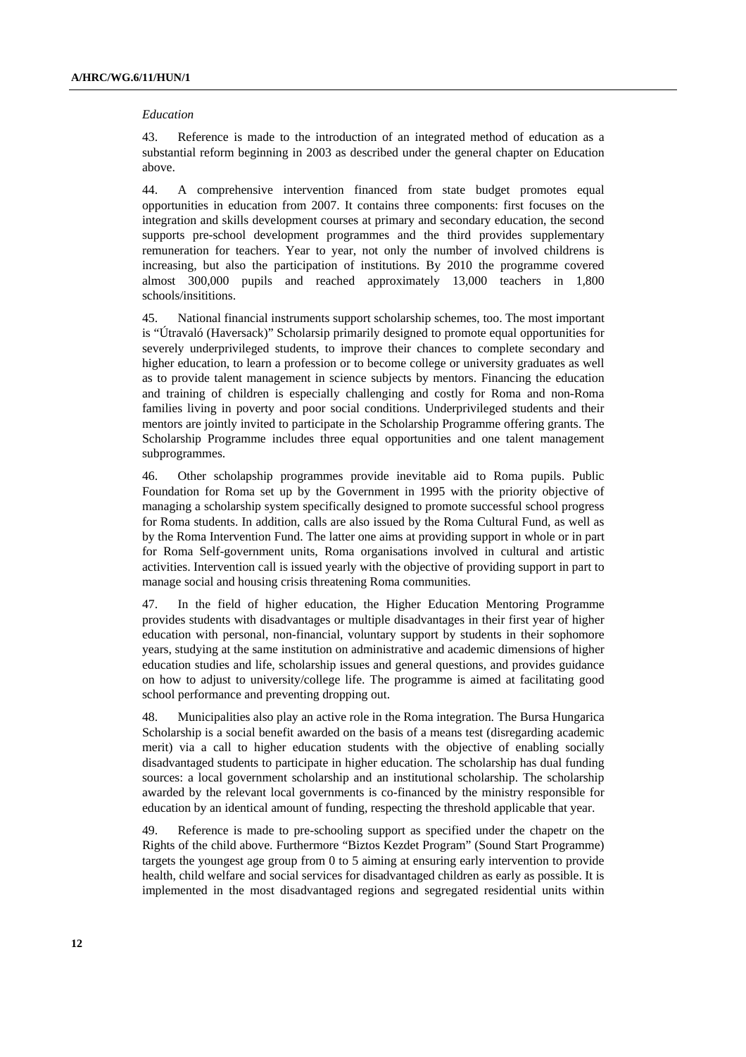*Education*

43. Reference is made to the introduction of an integrated method of education as a substantial reform beginning in 2003 as described under the general chapter on Education above.

44. A comprehensive intervention financed from state budget promotes equal opportunities in education from 2007. It contains three components: first focuses on the integration and skills development courses at primary and secondary education, the second supports pre-school development programmes and the third provides supplementary remuneration for teachers. Year to year, not only the number of involved childrens is increasing, but also the participation of institutions. By 2010 the programme covered almost 300,000 pupils and reached approximately 13,000 teachers in 1,800 schools/insititions.

45. National financial instruments support scholarship schemes, too. The most important is "Útravaló (Haversack)" Scholarsip primarily designed to promote equal opportunities for severely underprivileged students, to improve their chances to complete secondary and higher education, to learn a profession or to become college or university graduates as well as to provide talent management in science subjects by mentors. Financing the education and training of children is especially challenging and costly for Roma and non-Roma families living in poverty and poor social conditions. Underprivileged students and their mentors are jointly invited to participate in the Scholarship Programme offering grants. The Scholarship Programme includes three equal opportunities and one talent management subprogrammes.

46. Other scholapship programmes provide inevitable aid to Roma pupils. Public Foundation for Roma set up by the Government in 1995 with the priority objective of managing a scholarship system specifically designed to promote successful school progress for Roma students. In addition, calls are also issued by the Roma Cultural Fund, as well as by the Roma Intervention Fund. The latter one aims at providing support in whole or in part for Roma Self-government units, Roma organisations involved in cultural and artistic activities. Intervention call is issued yearly with the objective of providing support in part to manage social and housing crisis threatening Roma communities.

47. In the field of higher education, the Higher Education Mentoring Programme provides students with disadvantages or multiple disadvantages in their first year of higher education with personal, non-financial, voluntary support by students in their sophomore years, studying at the same institution on administrative and academic dimensions of higher education studies and life, scholarship issues and general questions, and provides guidance on how to adjust to university/college life. The programme is aimed at facilitating good school performance and preventing dropping out.

48. Municipalities also play an active role in the Roma integration. The Bursa Hungarica Scholarship is a social benefit awarded on the basis of a means test (disregarding academic merit) via a call to higher education students with the objective of enabling socially disadvantaged students to participate in higher education. The scholarship has dual funding sources: a local government scholarship and an institutional scholarship. The scholarship awarded by the relevant local governments is co-financed by the ministry responsible for education by an identical amount of funding, respecting the threshold applicable that year.

49. Reference is made to pre-schooling support as specified under the chapetr on the Rights of the child above. Furthermore "Biztos Kezdet Program" (Sound Start Programme) targets the youngest age group from 0 to 5 aiming at ensuring early intervention to provide health, child welfare and social services for disadvantaged children as early as possible. It is implemented in the most disadvantaged regions and segregated residential units within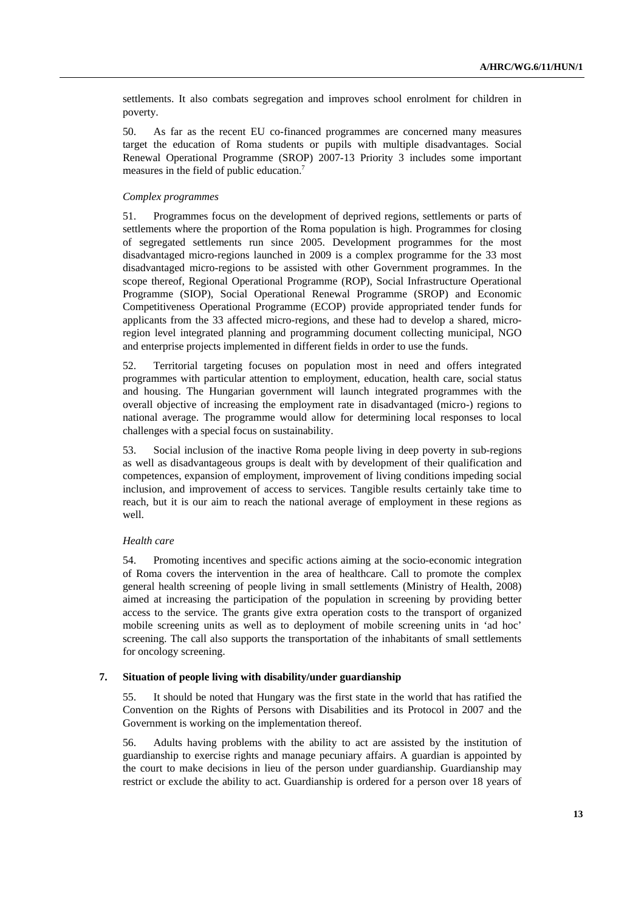settlements. It also combats segregation and improves school enrolment for children in poverty.

50. As far as the recent EU co-financed programmes are concerned many measures target the education of Roma students or pupils with multiple disadvantages. Social Renewal Operational Programme (SROP) 2007-13 Priority 3 includes some important measures in the field of public education.[7]

*Complex programmes*

51. Programmes focus on the development of deprived regions, settlements or parts of settlements where the proportion of the Roma population is high. Programmes for closing of segregated settlements run since 2005. Development programmes for the most disadvantaged micro-regions launched in 2009 is a complex programme for the 33 most disadvantaged micro-regions to be assisted with other Government programmes. In the scope thereof, Regional Operational Programme (ROP), Social Infrastructure Operational Programme (SIOP), Social Operational Renewal Programme (SROP) and Economic Competitiveness Operational Programme (ECOP) provide appropriated tender funds for applicants from the 33 affected micro-regions, and these had to develop a shared, micro-region level integrated planning and programming document collecting municipal, NGO and enterprise projects implemented in different fields in order to use the funds.

52. Territorial targeting focuses on population most in need and offers integrated programmes with particular attention to employment, education, health care, social status and housing. The Hungarian government will launch integrated programmes with the overall objective of increasing the employment rate in disadvantaged (micro-) regions to national average. The programme would allow for determining local responses to local challenges with a special focus on sustainability.

53. Social inclusion of the inactive Roma people living in deep poverty in sub-regions as well as disadvantageous groups is dealt with by development of their qualification and competences, expansion of employment, improvement of living conditions impeding social inclusion, and improvement of access to services. Tangible results certainly take time to reach, but it is our aim to reach the national average of employment in these regions as well.

*Health care*

54. Promoting incentives and specific actions aiming at the socio-economic integration of Roma covers the intervention in the area of healthcare. Call to promote the complex general health screening of people living in small settlements (Ministry of Health, 2008) aimed at increasing the participation of the population in screening by providing better access to the service. The grants give extra operation costs to the transport of organized mobile screening units as well as to deployment of mobile screening units in 'ad hoc' screening. The call also supports the transportation of the inhabitants of small settlements for oncology screening.

## 7. Situation of people living with disability/under guardianship

55. It should be noted that Hungary was the first state in the world that has ratified the Convention on the Rights of Persons with Disabilities and its Protocol in 2007 and the Government is working on the implementation thereof.

56. Adults having problems with the ability to act are assisted by the institution of guardianship to exercise rights and manage pecuniary affairs. A guardian is appointed by the court to make decisions in lieu of the person under guardianship. Guardianship may restrict or exclude the ability to act. Guardianship is ordered for a person over 18 years of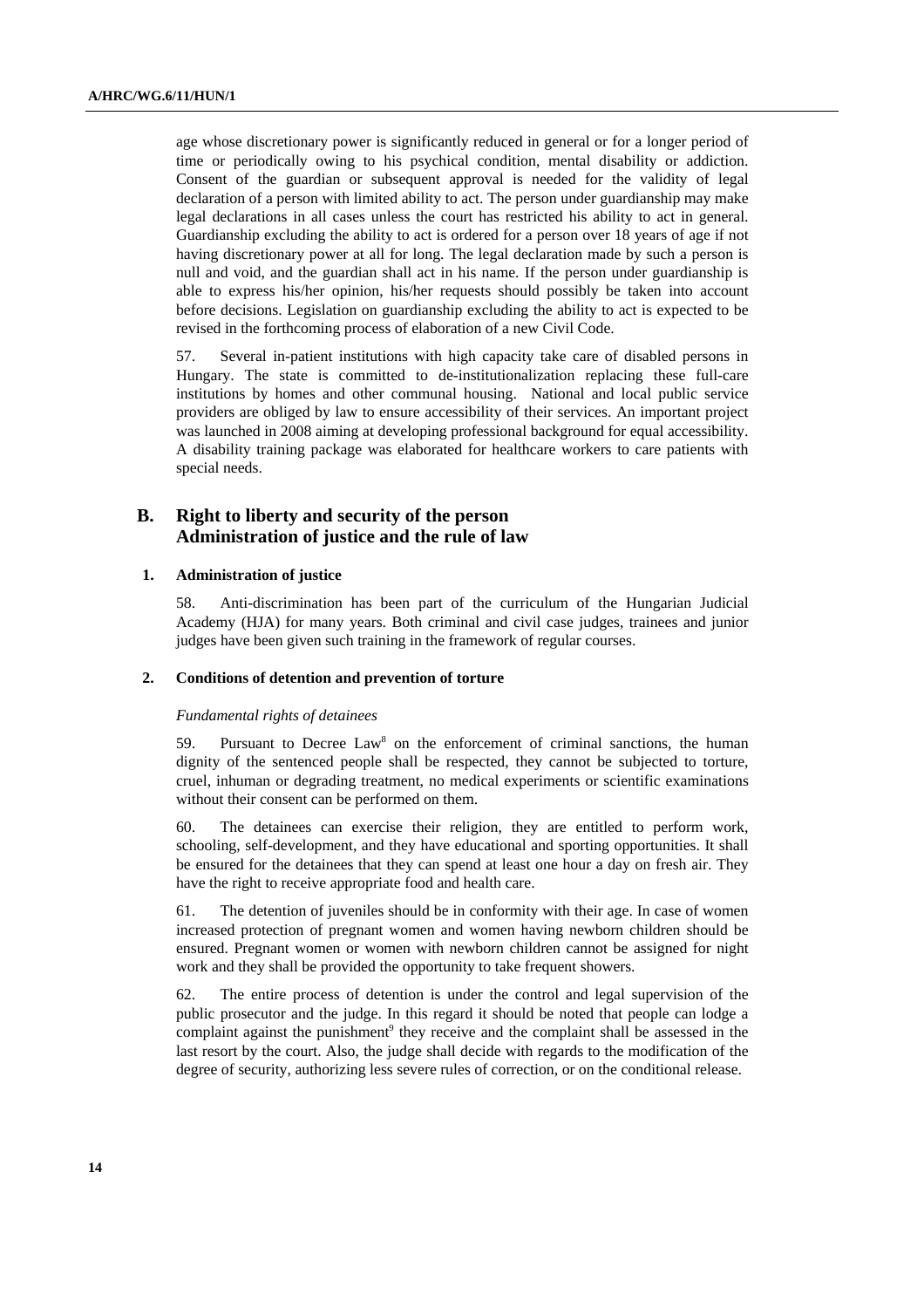age whose discretionary power is significantly reduced in general or for a longer period of time or periodically owing to his psychical condition, mental disability or addiction. Consent of the guardian or subsequent approval is needed for the validity of legal declaration of a person with limited ability to act. The person under guardianship may make legal declarations in all cases unless the court has restricted his ability to act in general. Guardianship excluding the ability to act is ordered for a person over 18 years of age if not having discretionary power at all for long. The legal declaration made by such a person is null and void, and the guardian shall act in his name. If the person under guardianship is able to express his/her opinion, his/her requests should possibly be taken into account before decisions. Legislation on guardianship excluding the ability to act is expected to be revised in the forthcoming process of elaboration of a new Civil Code.

57. Several in-patient institutions with high capacity take care of disabled persons in Hungary. The state is committed to de-institutionalization replacing these full-care institutions by homes and other communal housing. National and local public service providers are obliged by law to ensure accessibility of their services. An important project was launched in 2008 aiming at developing professional background for equal accessibility. A disability training package was elaborated for healthcare workers to care patients with special needs.

## B. Right to liberty and security of the person Administration of justice and the rule of law

### 1. Administration of justice

58. Anti-discrimination has been part of the curriculum of the Hungarian Judicial Academy (HJA) for many years. Both criminal and civil case judges, trainees and junior judges have been given such training in the framework of regular courses.

### 2. Conditions of detention and prevention of torture

*Fundamental rights of detainees*

59. Pursuant to Decree Law[8] on the enforcement of criminal sanctions, the human dignity of the sentenced people shall be respected, they cannot be subjected to torture, cruel, inhuman or degrading treatment, no medical experiments or scientific examinations without their consent can be performed on them.

60. The detainees can exercise their religion, they are entitled to perform work, schooling, self-development, and they have educational and sporting opportunities. It shall be ensured for the detainees that they can spend at least one hour a day on fresh air. They have the right to receive appropriate food and health care.

61. The detention of juveniles should be in conformity with their age. In case of women increased protection of pregnant women and women having newborn children should be ensured. Pregnant women or women with newborn children cannot be assigned for night work and they shall be provided the opportunity to take frequent showers.

62. The entire process of detention is under the control and legal supervision of the public prosecutor and the judge. In this regard it should be noted that people can lodge a complaint against the punishment[9] they receive and the complaint shall be assessed in the last resort by the court. Also, the judge shall decide with regards to the modification of the degree of security, authorizing less severe rules of correction, or on the conditional release.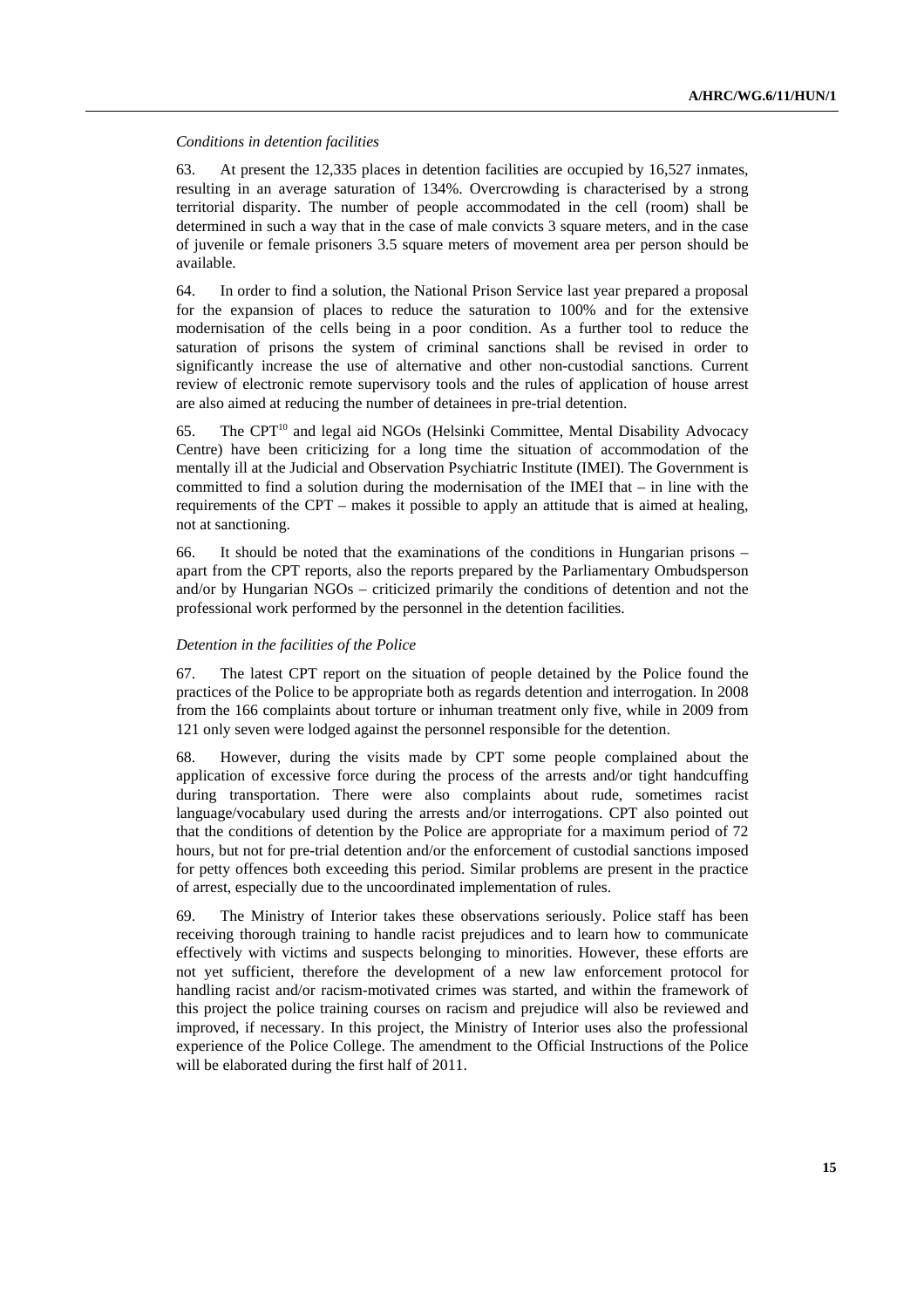*Conditions in detention facilities*

63. At present the 12,335 places in detention facilities are occupied by 16,527 inmates, resulting in an average saturation of 134%. Overcrowding is characterised by a strong territorial disparity. The number of people accommodated in the cell (room) shall be determined in such a way that in the case of male convicts 3 square meters, and in the case of juvenile or female prisoners 3.5 square meters of movement area per person should be available.

64. In order to find a solution, the National Prison Service last year prepared a proposal for the expansion of places to reduce the saturation to 100% and for the extensive modernisation of the cells being in a poor condition. As a further tool to reduce the saturation of prisons the system of criminal sanctions shall be revised in order to significantly increase the use of alternative and other non-custodial sanctions. Current review of electronic remote supervisory tools and the rules of application of house arrest are also aimed at reducing the number of detainees in pre-trial detention.

65. The CPT[10] and legal aid NGOs (Helsinki Committee, Mental Disability Advocacy Centre) have been criticizing for a long time the situation of accommodation of the mentally ill at the Judicial and Observation Psychiatric Institute (IMEI). The Government is committed to find a solution during the modernisation of the IMEI that – in line with the requirements of the CPT – makes it possible to apply an attitude that is aimed at healing, not at sanctioning.

66. It should be noted that the examinations of the conditions in Hungarian prisons – apart from the CPT reports, also the reports prepared by the Parliamentary Ombudsperson and/or by Hungarian NGOs – criticized primarily the conditions of detention and not the professional work performed by the personnel in the detention facilities.

*Detention in the facilities of the Police*

67. The latest CPT report on the situation of people detained by the Police found the practices of the Police to be appropriate both as regards detention and interrogation. In 2008 from the 166 complaints about torture or inhuman treatment only five, while in 2009 from 121 only seven were lodged against the personnel responsible for the detention.

68. However, during the visits made by CPT some people complained about the application of excessive force during the process of the arrests and/or tight handcuffing during transportation. There were also complaints about rude, sometimes racist language/vocabulary used during the arrests and/or interrogations. CPT also pointed out that the conditions of detention by the Police are appropriate for a maximum period of 72 hours, but not for pre-trial detention and/or the enforcement of custodial sanctions imposed for petty offences both exceeding this period. Similar problems are present in the practice of arrest, especially due to the uncoordinated implementation of rules.

69. The Ministry of Interior takes these observations seriously. Police staff has been receiving thorough training to handle racist prejudices and to learn how to communicate effectively with victims and suspects belonging to minorities. However, these efforts are not yet sufficient, therefore the development of a new law enforcement protocol for handling racist and/or racism-motivated crimes was started, and within the framework of this project the police training courses on racism and prejudice will also be reviewed and improved, if necessary. In this project, the Ministry of Interior uses also the professional experience of the Police College. The amendment to the Official Instructions of the Police will be elaborated during the first half of 2011.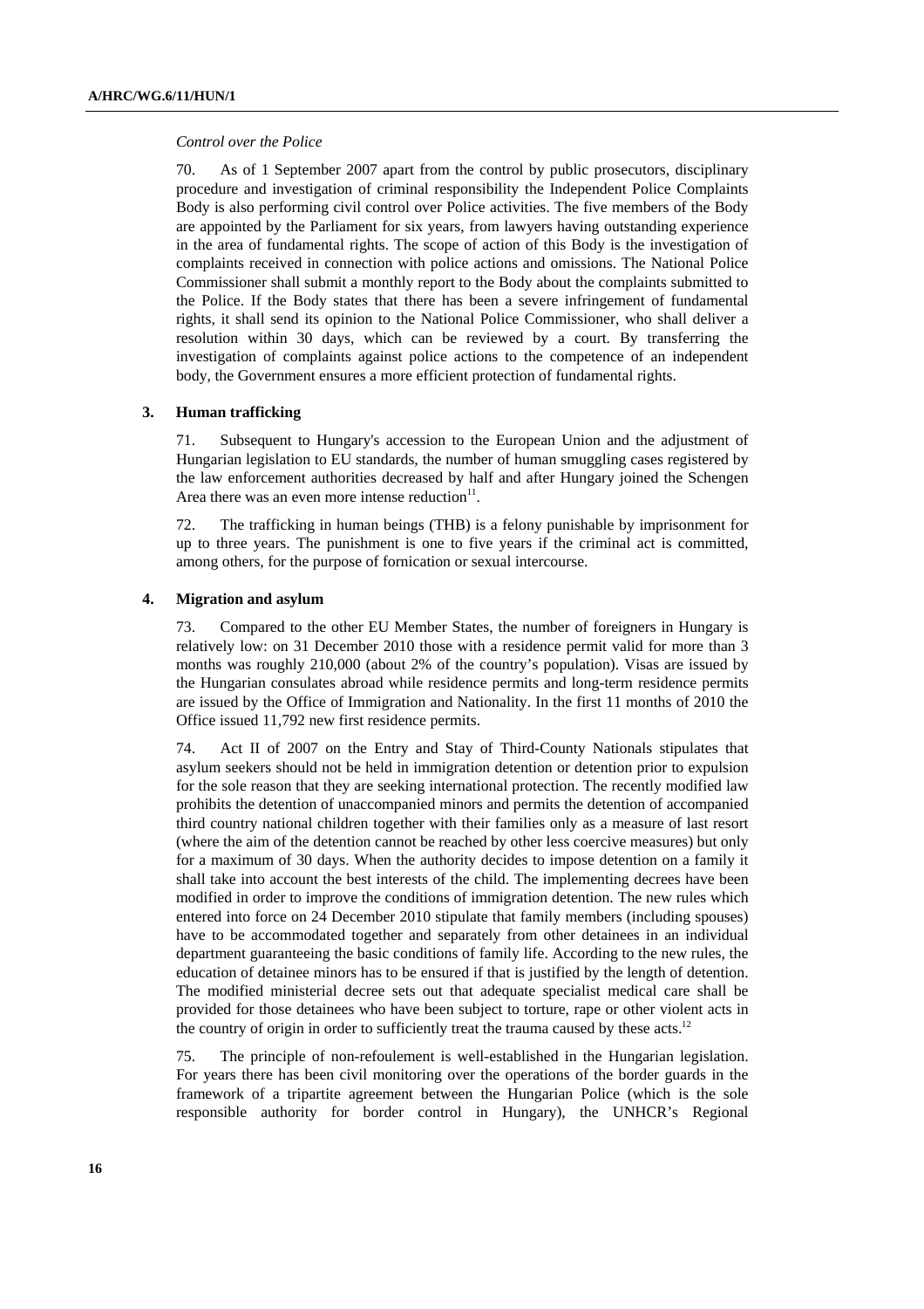*Control over the Police*

70. As of 1 September 2007 apart from the control by public prosecutors, disciplinary procedure and investigation of criminal responsibility the Independent Police Complaints Body is also performing civil control over Police activities. The five members of the Body are appointed by the Parliament for six years, from lawyers having outstanding experience in the area of fundamental rights. The scope of action of this Body is the investigation of complaints received in connection with police actions and omissions. The National Police Commissioner shall submit a monthly report to the Body about the complaints submitted to the Police. If the Body states that there has been a severe infringement of fundamental rights, it shall send its opinion to the National Police Commissioner, who shall deliver a resolution within 30 days, which can be reviewed by a court. By transferring the investigation of complaints against police actions to the competence of an independent body, the Government ensures a more efficient protection of fundamental rights.

### 3. Human trafficking

71. Subsequent to Hungary's accession to the European Union and the adjustment of Hungarian legislation to EU standards, the number of human smuggling cases registered by the law enforcement authorities decreased by half and after Hungary joined the Schengen Area there was an even more intense reduction[11].

72. The trafficking in human beings (THB) is a felony punishable by imprisonment for up to three years. The punishment is one to five years if the criminal act is committed, among others, for the purpose of fornication or sexual intercourse.

### 4. Migration and asylum

73. Compared to the other EU Member States, the number of foreigners in Hungary is relatively low: on 31 December 2010 those with a residence permit valid for more than 3 months was roughly 210,000 (about 2% of the country's population). Visas are issued by the Hungarian consulates abroad while residence permits and long-term residence permits are issued by the Office of Immigration and Nationality. In the first 11 months of 2010 the Office issued 11,792 new first residence permits.

74. Act II of 2007 on the Entry and Stay of Third-County Nationals stipulates that asylum seekers should not be held in immigration detention or detention prior to expulsion for the sole reason that they are seeking international protection. The recently modified law prohibits the detention of unaccompanied minors and permits the detention of accompanied third country national children together with their families only as a measure of last resort (where the aim of the detention cannot be reached by other less coercive measures) but only for a maximum of 30 days. When the authority decides to impose detention on a family it shall take into account the best interests of the child. The implementing decrees have been modified in order to improve the conditions of immigration detention. The new rules which entered into force on 24 December 2010 stipulate that family members (including spouses) have to be accommodated together and separately from other detainees in an individual department guaranteeing the basic conditions of family life. According to the new rules, the education of detainee minors has to be ensured if that is justified by the length of detention. The modified ministerial decree sets out that adequate specialist medical care shall be provided for those detainees who have been subject to torture, rape or other violent acts in the country of origin in order to sufficiently treat the trauma caused by these acts.[12]

75. The principle of non-refoulement is well-established in the Hungarian legislation. For years there has been civil monitoring over the operations of the border guards in the framework of a tripartite agreement between the Hungarian Police (which is the sole responsible authority for border control in Hungary), the UNHCR's Regional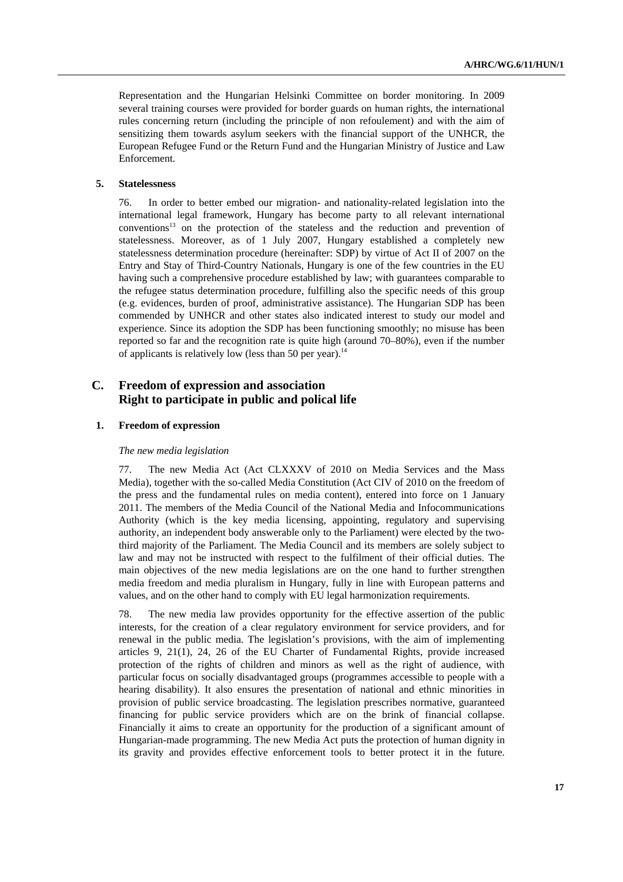Representation and the Hungarian Helsinki Committee on border monitoring. In 2009 several training courses were provided for border guards on human rights, the international rules concerning return (including the principle of non refoulement) and with the aim of sensitizing them towards asylum seekers with the financial support of the UNHCR, the European Refugee Fund or the Return Fund and the Hungarian Ministry of Justice and Law Enforcement.

### 5. Statelessness

76. In order to better embed our migration- and nationality-related legislation into the international legal framework, Hungary has become party to all relevant international conventions[13] on the protection of the stateless and the reduction and prevention of statelessness. Moreover, as of 1 July 2007, Hungary established a completely new statelessness determination procedure (hereinafter: SDP) by virtue of Act II of 2007 on the Entry and Stay of Third-Country Nationals, Hungary is one of the few countries in the EU having such a comprehensive procedure established by law; with guarantees comparable to the refugee status determination procedure, fulfilling also the specific needs of this group (e.g. evidences, burden of proof, administrative assistance). The Hungarian SDP has been commended by UNHCR and other states also indicated interest to study our model and experience. Since its adoption the SDP has been functioning smoothly; no misuse has been reported so far and the recognition rate is quite high (around 70–80%), even if the number of applicants is relatively low (less than 50 per year).[14]

## C. Freedom of expression and association Right to participate in public and polical life

### 1. Freedom of expression

*The new media legislation*

77. The new Media Act (Act CLXXXV of 2010 on Media Services and the Mass Media), together with the so-called Media Constitution (Act CIV of 2010 on the freedom of the press and the fundamental rules on media content), entered into force on 1 January 2011. The members of the Media Council of the National Media and Infocommunications Authority (which is the key media licensing, appointing, regulatory and supervising authority, an independent body answerable only to the Parliament) were elected by the two-third majority of the Parliament. The Media Council and its members are solely subject to law and may not be instructed with respect to the fulfilment of their official duties. The main objectives of the new media legislations are on the one hand to further strengthen media freedom and media pluralism in Hungary, fully in line with European patterns and values, and on the other hand to comply with EU legal harmonization requirements.

78. The new media law provides opportunity for the effective assertion of the public interests, for the creation of a clear regulatory environment for service providers, and for renewal in the public media. The legislation's provisions, with the aim of implementing articles 9, 21(1), 24, 26 of the EU Charter of Fundamental Rights, provide increased protection of the rights of children and minors as well as the right of audience, with particular focus on socially disadvantaged groups (programmes accessible to people with a hearing disability). It also ensures the presentation of national and ethnic minorities in provision of public service broadcasting. The legislation prescribes normative, guaranteed financing for public service providers which are on the brink of financial collapse. Financially it aims to create an opportunity for the production of a significant amount of Hungarian-made programming. The new Media Act puts the protection of human dignity in its gravity and provides effective enforcement tools to better protect it in the future.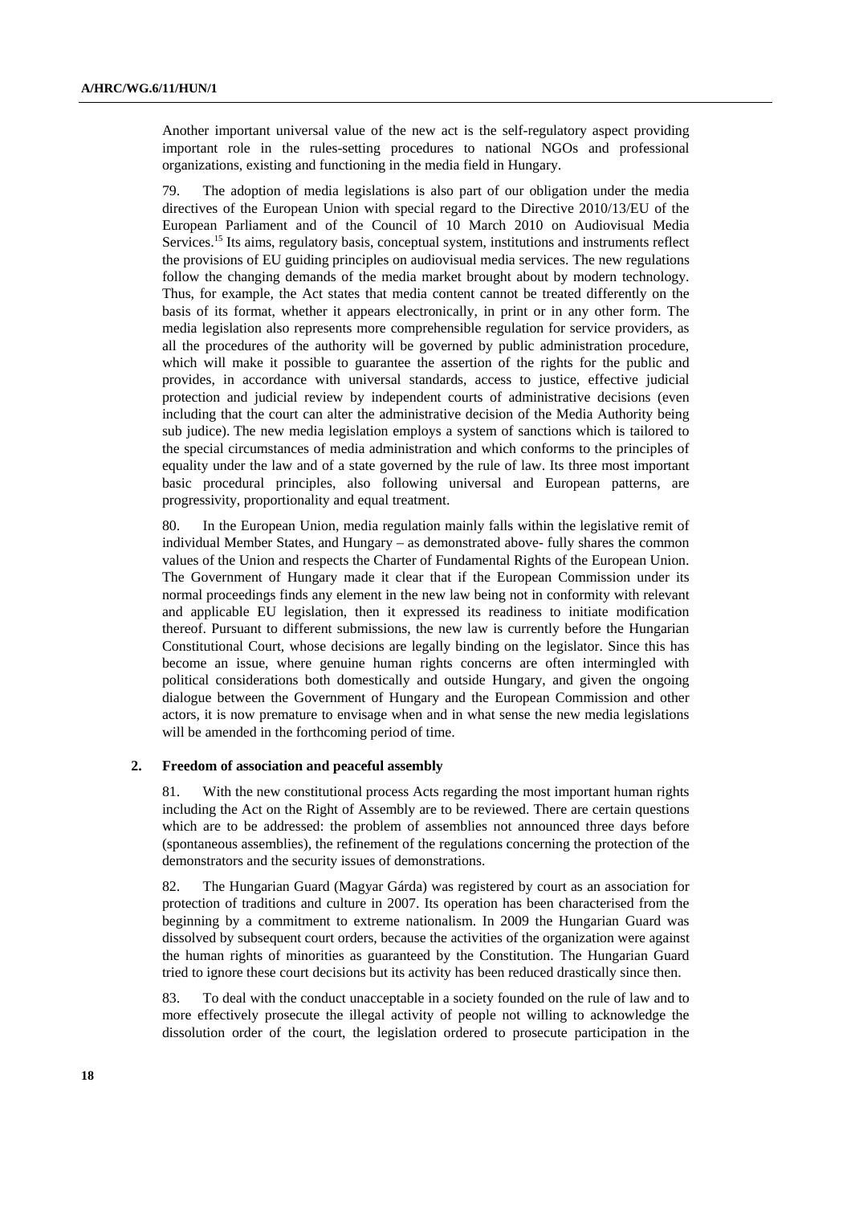Another important universal value of the new act is the self-regulatory aspect providing important role in the rules-setting procedures to national NGOs and professional organizations, existing and functioning in the media field in Hungary.

79. The adoption of media legislations is also part of our obligation under the media directives of the European Union with special regard to the Directive 2010/13/EU of the European Parliament and of the Council of 10 March 2010 on Audiovisual Media Services.[15] Its aims, regulatory basis, conceptual system, institutions and instruments reflect the provisions of EU guiding principles on audiovisual media services. The new regulations follow the changing demands of the media market brought about by modern technology. Thus, for example, the Act states that media content cannot be treated differently on the basis of its format, whether it appears electronically, in print or in any other form. The media legislation also represents more comprehensible regulation for service providers, as all the procedures of the authority will be governed by public administration procedure, which will make it possible to guarantee the assertion of the rights for the public and provides, in accordance with universal standards, access to justice, effective judicial protection and judicial review by independent courts of administrative decisions (even including that the court can alter the administrative decision of the Media Authority being sub judice). The new media legislation employs a system of sanctions which is tailored to the special circumstances of media administration and which conforms to the principles of equality under the law and of a state governed by the rule of law. Its three most important basic procedural principles, also following universal and European patterns, are progressivity, proportionality and equal treatment.

80. In the European Union, media regulation mainly falls within the legislative remit of individual Member States, and Hungary – as demonstrated above- fully shares the common values of the Union and respects the Charter of Fundamental Rights of the European Union. The Government of Hungary made it clear that if the European Commission under its normal proceedings finds any element in the new law being not in conformity with relevant and applicable EU legislation, then it expressed its readiness to initiate modification thereof. Pursuant to different submissions, the new law is currently before the Hungarian Constitutional Court, whose decisions are legally binding on the legislator. Since this has become an issue, where genuine human rights concerns are often intermingled with political considerations both domestically and outside Hungary, and given the ongoing dialogue between the Government of Hungary and the European Commission and other actors, it is now premature to envisage when and in what sense the new media legislations will be amended in the forthcoming period of time.

### 2. Freedom of association and peaceful assembly

81. With the new constitutional process Acts regarding the most important human rights including the Act on the Right of Assembly are to be reviewed. There are certain questions which are to be addressed: the problem of assemblies not announced three days before (spontaneous assemblies), the refinement of the regulations concerning the protection of the demonstrators and the security issues of demonstrations.

82. The Hungarian Guard (Magyar Gárda) was registered by court as an association for protection of traditions and culture in 2007. Its operation has been characterised from the beginning by a commitment to extreme nationalism. In 2009 the Hungarian Guard was dissolved by subsequent court orders, because the activities of the organization were against the human rights of minorities as guaranteed by the Constitution. The Hungarian Guard tried to ignore these court decisions but its activity has been reduced drastically since then.

83. To deal with the conduct unacceptable in a society founded on the rule of law and to more effectively prosecute the illegal activity of people not willing to acknowledge the dissolution order of the court, the legislation ordered to prosecute participation in the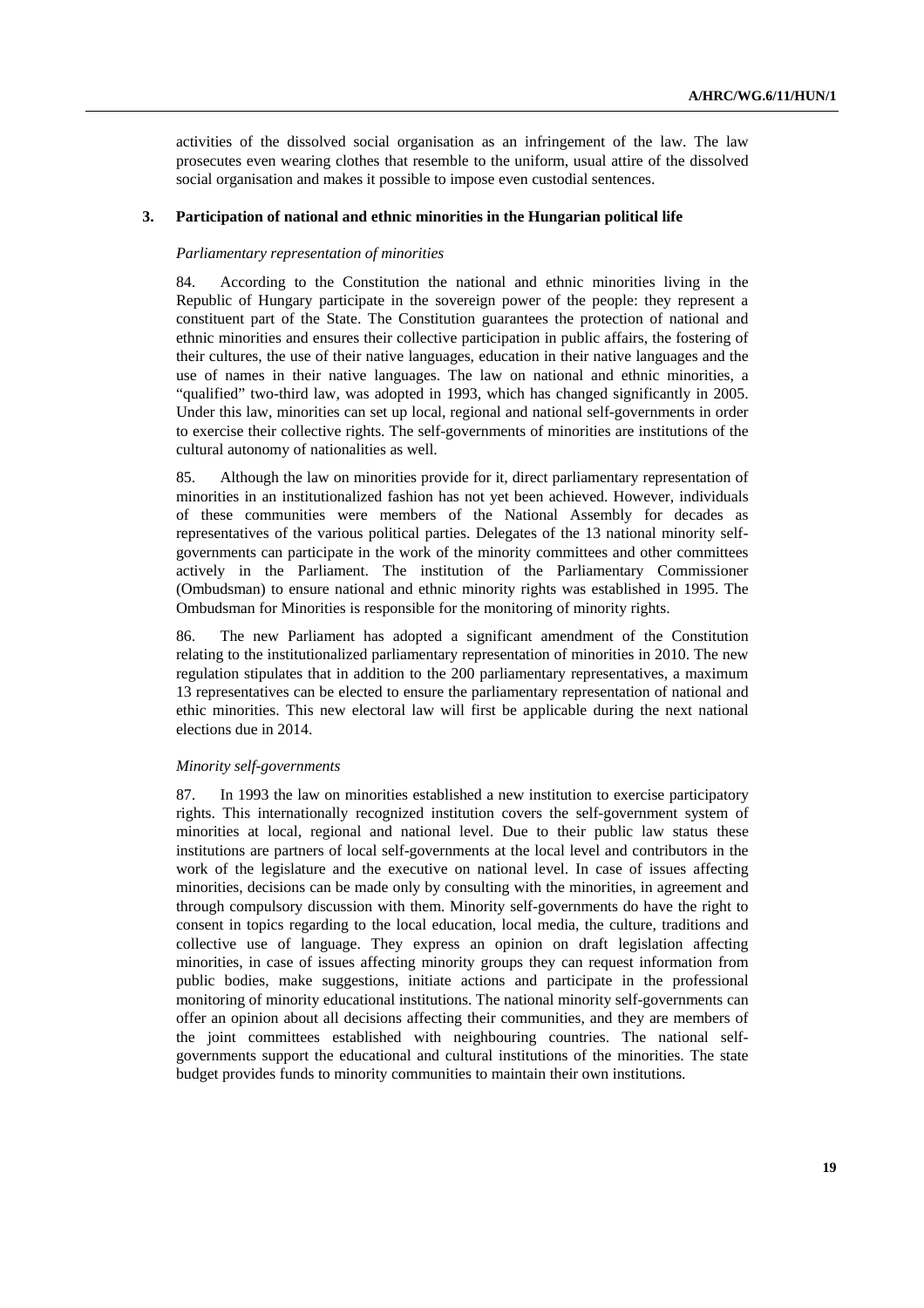activities of the dissolved social organisation as an infringement of the law. The law prosecutes even wearing clothes that resemble to the uniform, usual attire of the dissolved social organisation and makes it possible to impose even custodial sentences.

### 3. Participation of national and ethnic minorities in the Hungarian political life

*Parliamentary representation of minorities*

84. According to the Constitution the national and ethnic minorities living in the Republic of Hungary participate in the sovereign power of the people: they represent a constituent part of the State. The Constitution guarantees the protection of national and ethnic minorities and ensures their collective participation in public affairs, the fostering of their cultures, the use of their native languages, education in their native languages and the use of names in their native languages. The law on national and ethnic minorities, a "qualified" two-third law, was adopted in 1993, which has changed significantly in 2005. Under this law, minorities can set up local, regional and national self-governments in order to exercise their collective rights. The self-governments of minorities are institutions of the cultural autonomy of nationalities as well.

85. Although the law on minorities provide for it, direct parliamentary representation of minorities in an institutionalized fashion has not yet been achieved. However, individuals of these communities were members of the National Assembly for decades as representatives of the various political parties. Delegates of the 13 national minority self-governments can participate in the work of the minority committees and other committees actively in the Parliament. The institution of the Parliamentary Commissioner (Ombudsman) to ensure national and ethnic minority rights was established in 1995. The Ombudsman for Minorities is responsible for the monitoring of minority rights.

86. The new Parliament has adopted a significant amendment of the Constitution relating to the institutionalized parliamentary representation of minorities in 2010. The new regulation stipulates that in addition to the 200 parliamentary representatives, a maximum 13 representatives can be elected to ensure the parliamentary representation of national and ethic minorities. This new electoral law will first be applicable during the next national elections due in 2014.

*Minority self-governments*

87. In 1993 the law on minorities established a new institution to exercise participatory rights. This internationally recognized institution covers the self-government system of minorities at local, regional and national level. Due to their public law status these institutions are partners of local self-governments at the local level and contributors in the work of the legislature and the executive on national level. In case of issues affecting minorities, decisions can be made only by consulting with the minorities, in agreement and through compulsory discussion with them. Minority self-governments do have the right to consent in topics regarding to the local education, local media, the culture, traditions and collective use of language. They express an opinion on draft legislation affecting minorities, in case of issues affecting minority groups they can request information from public bodies, make suggestions, initiate actions and participate in the professional monitoring of minority educational institutions. The national minority self-governments can offer an opinion about all decisions affecting their communities, and they are members of the joint committees established with neighbouring countries. The national self-governments support the educational and cultural institutions of the minorities. The state budget provides funds to minority communities to maintain their own institutions.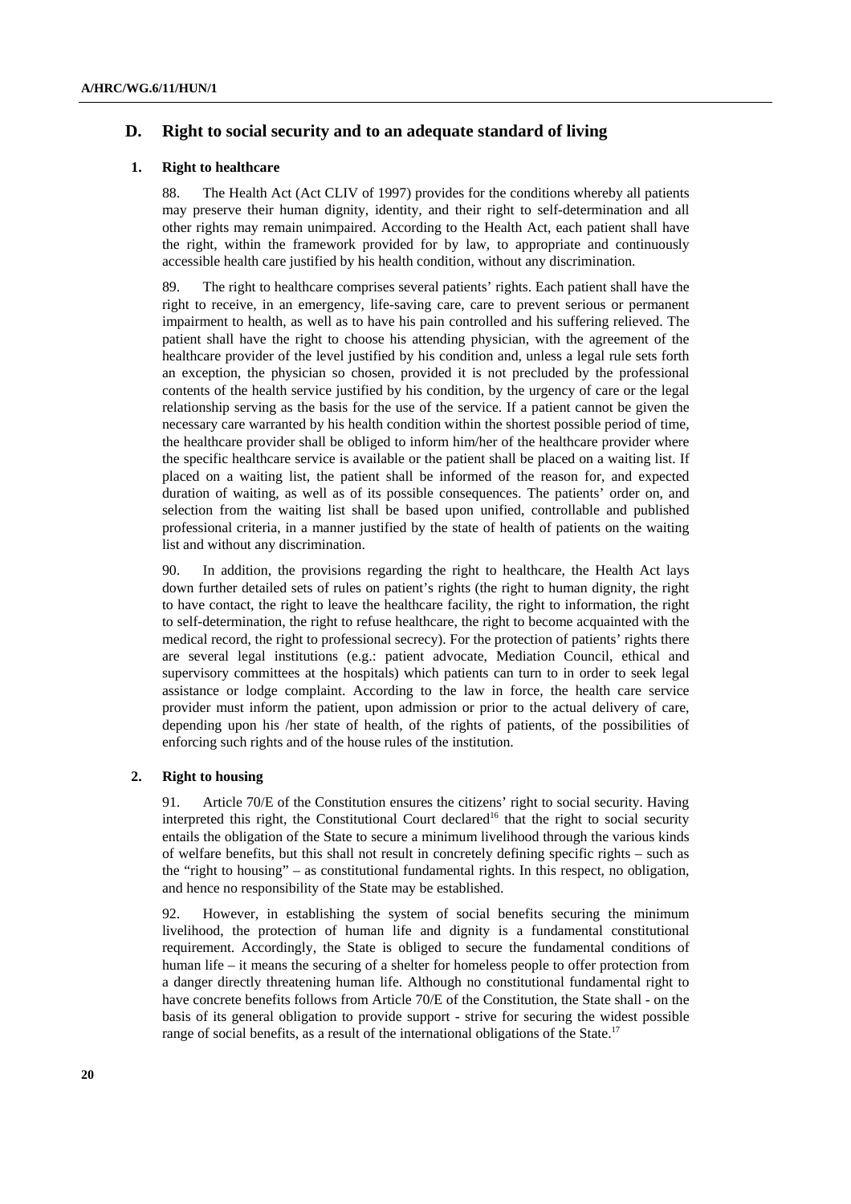## D. Right to social security and to an adequate standard of living

### 1. Right to healthcare

88. The Health Act (Act CLIV of 1997) provides for the conditions whereby all patients may preserve their human dignity, identity, and their right to self-determination and all other rights may remain unimpaired. According to the Health Act, each patient shall have the right, within the framework provided for by law, to appropriate and continuously accessible health care justified by his health condition, without any discrimination.

89. The right to healthcare comprises several patients' rights. Each patient shall have the right to receive, in an emergency, life-saving care, care to prevent serious or permanent impairment to health, as well as to have his pain controlled and his suffering relieved. The patient shall have the right to choose his attending physician, with the agreement of the healthcare provider of the level justified by his condition and, unless a legal rule sets forth an exception, the physician so chosen, provided it is not precluded by the professional contents of the health service justified by his condition, by the urgency of care or the legal relationship serving as the basis for the use of the service. If a patient cannot be given the necessary care warranted by his health condition within the shortest possible period of time, the healthcare provider shall be obliged to inform him/her of the healthcare provider where the specific healthcare service is available or the patient shall be placed on a waiting list. If placed on a waiting list, the patient shall be informed of the reason for, and expected duration of waiting, as well as of its possible consequences. The patients' order on, and selection from the waiting list shall be based upon unified, controllable and published professional criteria, in a manner justified by the state of health of patients on the waiting list and without any discrimination.

90. In addition, the provisions regarding the right to healthcare, the Health Act lays down further detailed sets of rules on patient's rights (the right to human dignity, the right to have contact, the right to leave the healthcare facility, the right to information, the right to self-determination, the right to refuse healthcare, the right to become acquainted with the medical record, the right to professional secrecy). For the protection of patients' rights there are several legal institutions (e.g.: patient advocate, Mediation Council, ethical and supervisory committees at the hospitals) which patients can turn to in order to seek legal assistance or lodge complaint. According to the law in force, the health care service provider must inform the patient, upon admission or prior to the actual delivery of care, depending upon his /her state of health, of the rights of patients, of the possibilities of enforcing such rights and of the house rules of the institution.

### 2. Right to housing

91. Article 70/E of the Constitution ensures the citizens' right to social security. Having interpreted this right, the Constitutional Court declared[16] that the right to social security entails the obligation of the State to secure a minimum livelihood through the various kinds of welfare benefits, but this shall not result in concretely defining specific rights – such as the "right to housing" – as constitutional fundamental rights. In this respect, no obligation, and hence no responsibility of the State may be established.

92. However, in establishing the system of social benefits securing the minimum livelihood, the protection of human life and dignity is a fundamental constitutional requirement. Accordingly, the State is obliged to secure the fundamental conditions of human life – it means the securing of a shelter for homeless people to offer protection from a danger directly threatening human life. Although no constitutional fundamental right to have concrete benefits follows from Article 70/E of the Constitution, the State shall - on the basis of its general obligation to provide support - strive for securing the widest possible range of social benefits, as a result of the international obligations of the State.[17]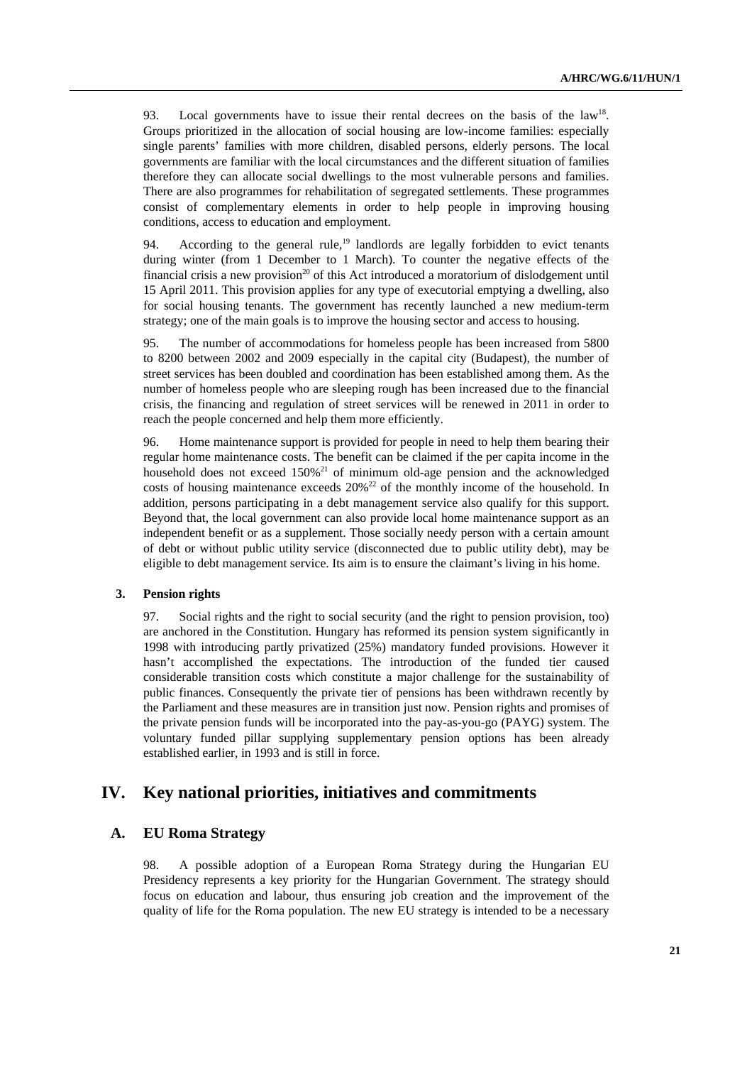93. Local governments have to issue their rental decrees on the basis of the law[18]. Groups prioritized in the allocation of social housing are low-income families: especially single parents' families with more children, disabled persons, elderly persons. The local governments are familiar with the local circumstances and the different situation of families therefore they can allocate social dwellings to the most vulnerable persons and families. There are also programmes for rehabilitation of segregated settlements. These programmes consist of complementary elements in order to help people in improving housing conditions, access to education and employment.

94. According to the general rule,[19] landlords are legally forbidden to evict tenants during winter (from 1 December to 1 March). To counter the negative effects of the financial crisis a new provision[20] of this Act introduced a moratorium of dislodgement until 15 April 2011. This provision applies for any type of executorial emptying a dwelling, also for social housing tenants. The government has recently launched a new medium-term strategy; one of the main goals is to improve the housing sector and access to housing.

95. The number of accommodations for homeless people has been increased from 5800 to 8200 between 2002 and 2009 especially in the capital city (Budapest), the number of street services has been doubled and coordination has been established among them. As the number of homeless people who are sleeping rough has been increased due to the financial crisis, the financing and regulation of street services will be renewed in 2011 in order to reach the people concerned and help them more efficiently.

96. Home maintenance support is provided for people in need to help them bearing their regular home maintenance costs. The benefit can be claimed if the per capita income in the household does not exceed 150%[21] of minimum old-age pension and the acknowledged costs of housing maintenance exceeds 20%[22] of the monthly income of the household. In addition, persons participating in a debt management service also qualify for this support. Beyond that, the local government can also provide local home maintenance support as an independent benefit or as a supplement. Those socially needy person with a certain amount of debt or without public utility service (disconnected due to public utility debt), may be eligible to debt management service. Its aim is to ensure the claimant's living in his home.

### 3. Pension rights

97. Social rights and the right to social security (and the right to pension provision, too) are anchored in the Constitution. Hungary has reformed its pension system significantly in 1998 with introducing partly privatized (25%) mandatory funded provisions. However it hasn't accomplished the expectations. The introduction of the funded tier caused considerable transition costs which constitute a major challenge for the sustainability of public finances. Consequently the private tier of pensions has been withdrawn recently by the Parliament and these measures are in transition just now. Pension rights and promises of the private pension funds will be incorporated into the pay-as-you-go (PAYG) system. The voluntary funded pillar supplying supplementary pension options has been already established earlier, in 1993 and is still in force.

# IV. Key national priorities, initiatives and commitments

## A. EU Roma Strategy

98. A possible adoption of a European Roma Strategy during the Hungarian EU Presidency represents a key priority for the Hungarian Government. The strategy should focus on education and labour, thus ensuring job creation and the improvement of the quality of life for the Roma population. The new EU strategy is intended to be a necessary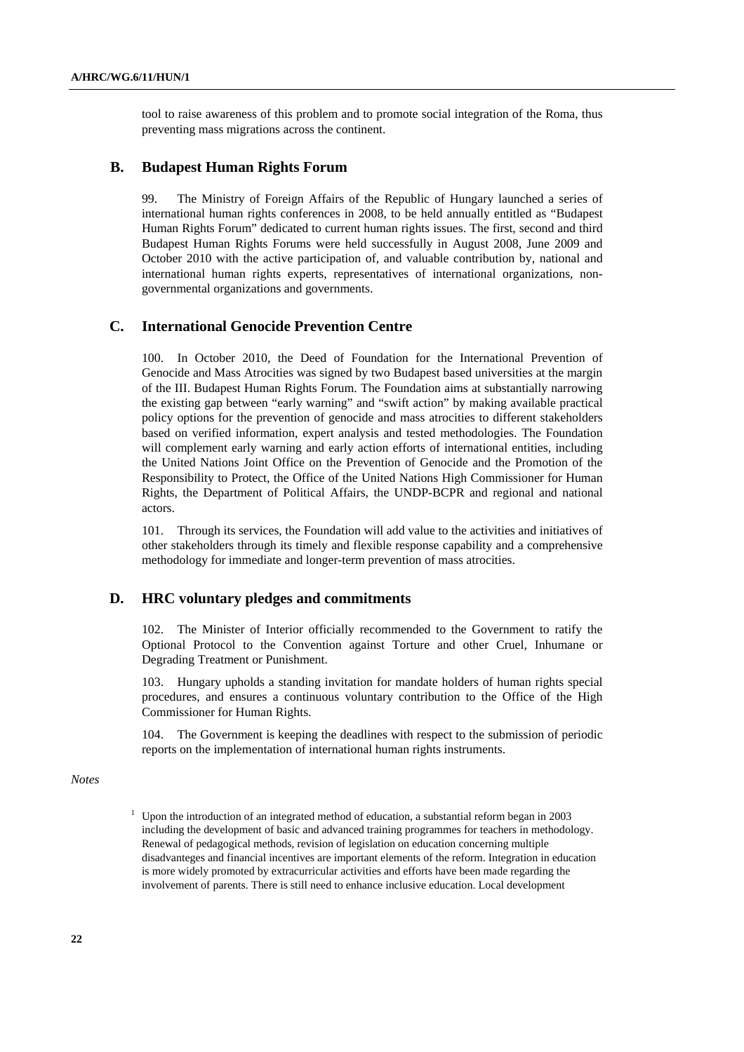tool to raise awareness of this problem and to promote social integration of the Roma, thus preventing mass migrations across the continent.

## B. Budapest Human Rights Forum

99. The Ministry of Foreign Affairs of the Republic of Hungary launched a series of international human rights conferences in 2008, to be held annually entitled as "Budapest Human Rights Forum" dedicated to current human rights issues. The first, second and third Budapest Human Rights Forums were held successfully in August 2008, June 2009 and October 2010 with the active participation of, and valuable contribution by, national and international human rights experts, representatives of international organizations, non-governmental organizations and governments.

## C. International Genocide Prevention Centre

100. In October 2010, the Deed of Foundation for the International Prevention of Genocide and Mass Atrocities was signed by two Budapest based universities at the margin of the III. Budapest Human Rights Forum. The Foundation aims at substantially narrowing the existing gap between "early warning" and "swift action" by making available practical policy options for the prevention of genocide and mass atrocities to different stakeholders based on verified information, expert analysis and tested methodologies. The Foundation will complement early warning and early action efforts of international entities, including the United Nations Joint Office on the Prevention of Genocide and the Promotion of the Responsibility to Protect, the Office of the United Nations High Commissioner for Human Rights, the Department of Political Affairs, the UNDP-BCPR and regional and national actors.

101. Through its services, the Foundation will add value to the activities and initiatives of other stakeholders through its timely and flexible response capability and a comprehensive methodology for immediate and longer-term prevention of mass atrocities.

## D. HRC voluntary pledges and commitments

102. The Minister of Interior officially recommended to the Government to ratify the Optional Protocol to the Convention against Torture and other Cruel, Inhumane or Degrading Treatment or Punishment.

103. Hungary upholds a standing invitation for mandate holders of human rights special procedures, and ensures a continuous voluntary contribution to the Office of the High Commissioner for Human Rights.

104. The Government is keeping the deadlines with respect to the submission of periodic reports on the implementation of international human rights instruments.

*Notes*

[1] Upon the introduction of an integrated method of education, a substantial reform began in 2003 including the development of basic and advanced training programmes for teachers in methodology. Renewal of pedagogical methods, revision of legislation on education concerning multiple disadvanteges and financial incentives are important elements of the reform. Integration in education is more widely promoted by extracurricular activities and efforts have been made regarding the involvement of parents. There is still need to enhance inclusive education. Local development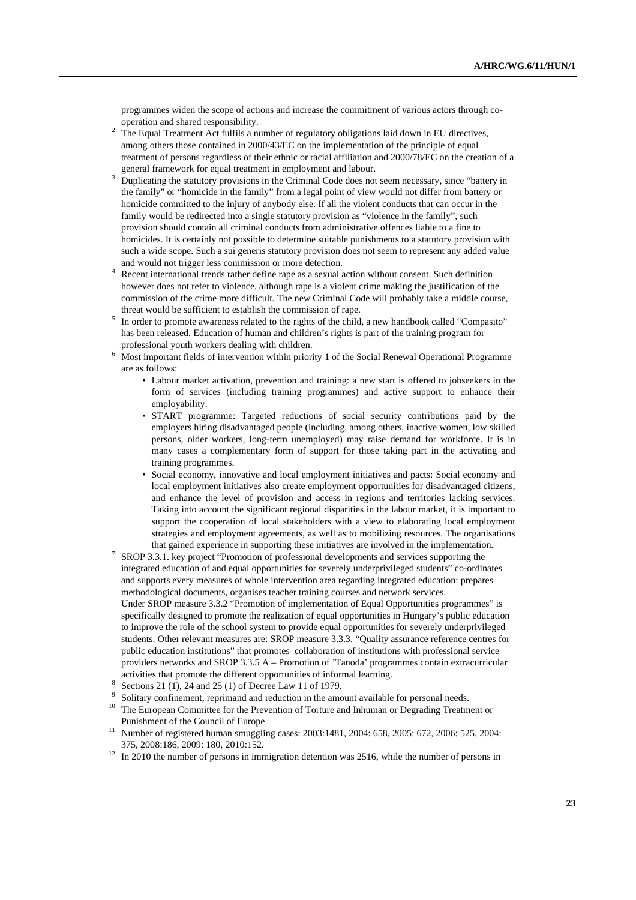programmes widen the scope of actions and increase the commitment of various actors through co-operation and shared responsibility.

[2] The Equal Treatment Act fulfils a number of regulatory obligations laid down in EU directives, among others those contained in 2000/43/EC on the implementation of the principle of equal treatment of persons regardless of their ethnic or racial affiliation and 2000/78/EC on the creation of a general framework for equal treatment in employment and labour.

[3] Duplicating the statutory provisions in the Criminal Code does not seem necessary, since "battery in the family" or "homicide in the family" from a legal point of view would not differ from battery or homicide committed to the injury of anybody else. If all the violent conducts that can occur in the family would be redirected into a single statutory provision as "violence in the family", such provision should contain all criminal conducts from administrative offences liable to a fine to homicides. It is certainly not possible to determine suitable punishments to a statutory provision with such a wide scope. Such a sui generis statutory provision does not seem to represent any added value and would not trigger less commission or more detection.

[4] Recent international trends rather define rape as a sexual action without consent. Such definition however does not refer to violence, although rape is a violent crime making the justification of the commission of the crime more difficult. The new Criminal Code will probably take a middle course, threat would be sufficient to establish the commission of rape.

[5] In order to promote awareness related to the rights of the child, a new handbook called "Compasito" has been released. Education of human and children's rights is part of the training program for professional youth workers dealing with children.

[6] Most important fields of intervention within priority 1 of the Social Renewal Operational Programme are as follows:

- Labour market activation, prevention and training: a new start is offered to jobseekers in the form of services (including training programmes) and active support to enhance their employability.
- START programme: Targeted reductions of social security contributions paid by the employers hiring disadvantaged people (including, among others, inactive women, low skilled persons, older workers, long-term unemployed) may raise demand for workforce. It is in many cases a complementary form of support for those taking part in the activating and training programmes.
- Social economy, innovative and local employment initiatives and pacts: Social economy and local employment initiatives also create employment opportunities for disadvantaged citizens, and enhance the level of provision and access in regions and territories lacking services. Taking into account the significant regional disparities in the labour market, it is important to support the cooperation of local stakeholders with a view to elaborating local employment strategies and employment agreements, as well as to mobilizing resources. The organisations that gained experience in supporting these initiatives are involved in the implementation.

[7] SROP 3.3.1. key project "Promotion of professional developments and services supporting the integrated education of and equal opportunities for severely underprivileged students" co-ordinates and supports every measures of whole intervention area regarding integrated education: prepares methodological documents, organises teacher training courses and network services.
Under SROP measure 3.3.2 "Promotion of implementation of Equal Opportunities programmes" is specifically designed to promote the realization of equal opportunities in Hungary's public education to improve the role of the school system to provide equal opportunities for severely underprivileged students. Other relevant measures are: SROP measure 3.3.3. "Quality assurance reference centres for public education institutions" that promotes collaboration of institutions with professional service providers networks and SROP 3.3.5 A – Promotion of 'Tanoda' programmes contain extracurricular activities that promote the different opportunities of informal learning.

[8] Sections 21 (1), 24 and 25 (1) of Decree Law 11 of 1979.

[9] Solitary confinement, reprimand and reduction in the amount available for personal needs.

[10] The European Committee for the Prevention of Torture and Inhuman or Degrading Treatment or Punishment of the Council of Europe.

[11] Number of registered human smuggling cases: 2003:1481, 2004: 658, 2005: 672, 2006: 525, 2004: 375, 2008:186, 2009: 180, 2010:152.

[12] In 2010 the number of persons in immigration detention was 2516, while the number of persons in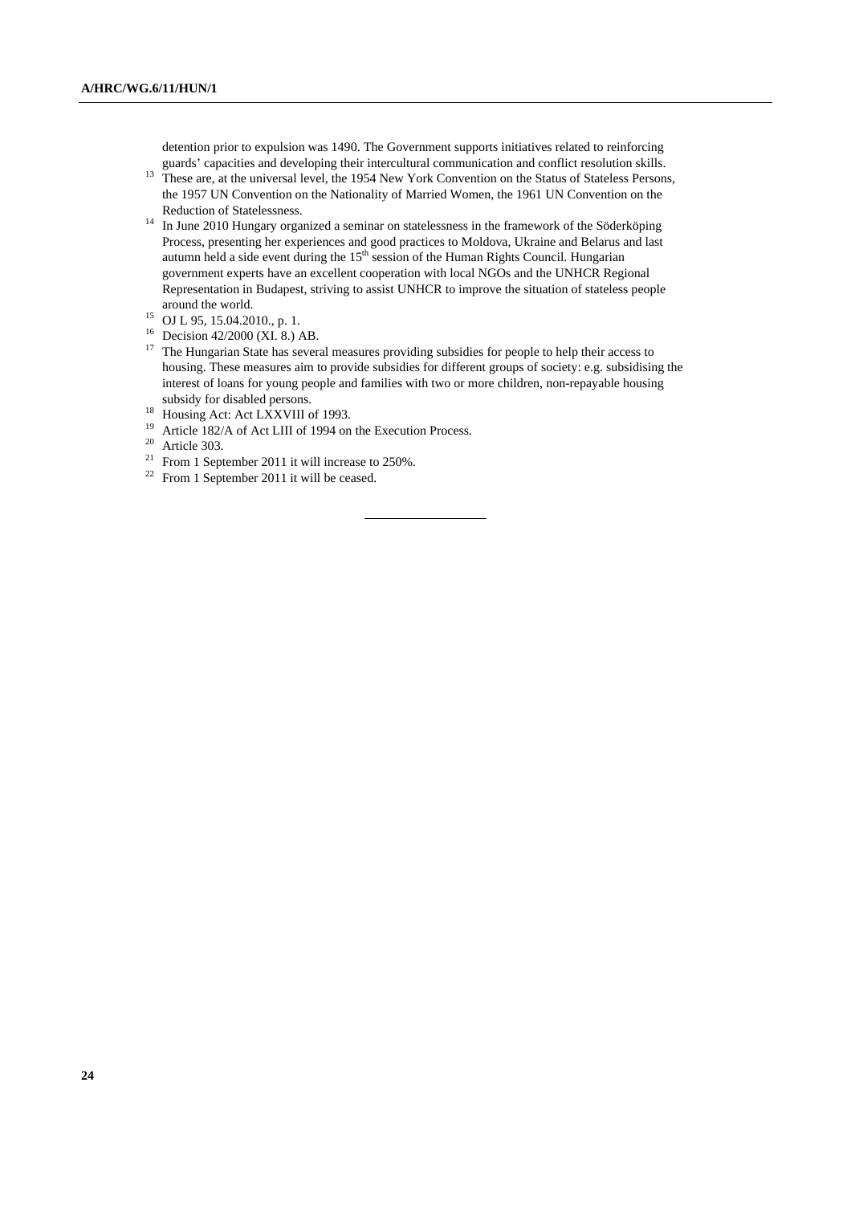detention prior to expulsion was 1490. The Government supports initiatives related to reinforcing guards' capacities and developing their intercultural communication and conflict resolution skills.

[13] These are, at the universal level, the 1954 New York Convention on the Status of Stateless Persons, the 1957 UN Convention on the Nationality of Married Women, the 1961 UN Convention on the Reduction of Statelessness.

[14] In June 2010 Hungary organized a seminar on statelessness in the framework of the Söderköping Process, presenting her experiences and good practices to Moldova, Ukraine and Belarus and last autumn held a side event during the 15th session of the Human Rights Council. Hungarian government experts have an excellent cooperation with local NGOs and the UNHCR Regional Representation in Budapest, striving to assist UNHCR to improve the situation of stateless people around the world.

[15] OJ L 95, 15.04.2010., p. 1.

[16] Decision 42/2000 (XI. 8.) AB.

[17] The Hungarian State has several measures providing subsidies for people to help their access to housing. These measures aim to provide subsidies for different groups of society: e.g. subsidising the interest of loans for young people and families with two or more children, non-repayable housing subsidy for disabled persons.

[18] Housing Act: Act LXXVIII of 1993.

[19] Article 182/A of Act LIII of 1994 on the Execution Process.

[20] Article 303.

[21] From 1 September 2011 it will increase to 250%.

[22] From 1 September 2011 it will be ceased.